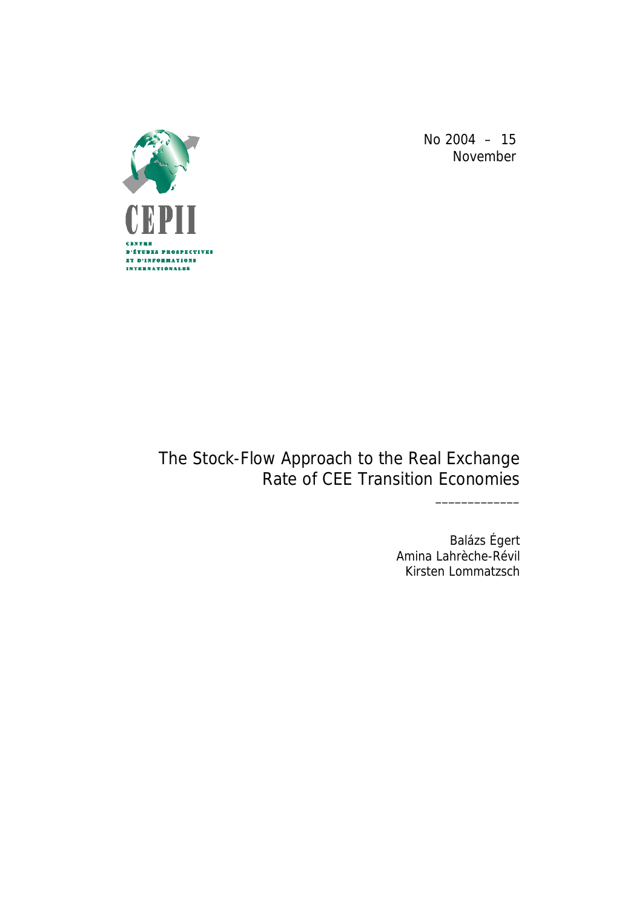No 2004 – 15
November

CEPII

CENTRE D'ÉTUDES PROSPECTIVES ET D'INFORMATIONS INTERNATIONALES

# The Stock-Flow Approach to the Real Exchange Rate of CEE Transition Economies

_____________

Balázs Égert
Amina Lahrèche-Révil
Kirsten Lommatzsch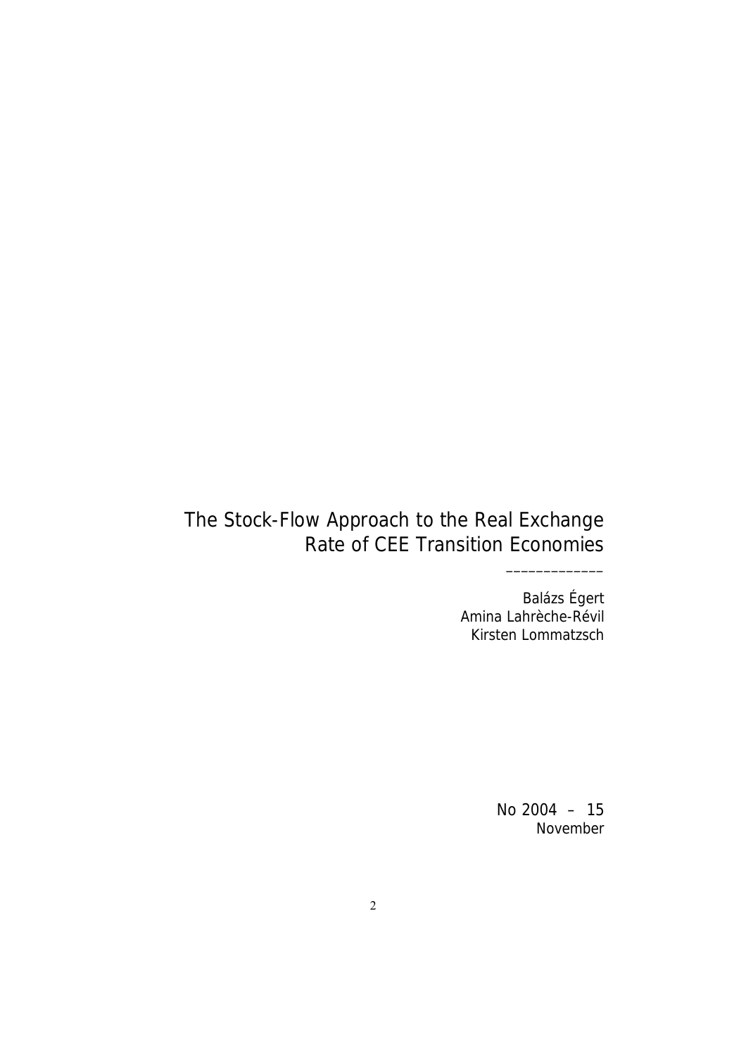# The Stock-Flow Approach to the Real Exchange Rate of CEE Transition Economies

_____________

Balázs Égert
Amina Lahrèche-Révil
Kirsten Lommatzsch

No 2004 – 15
November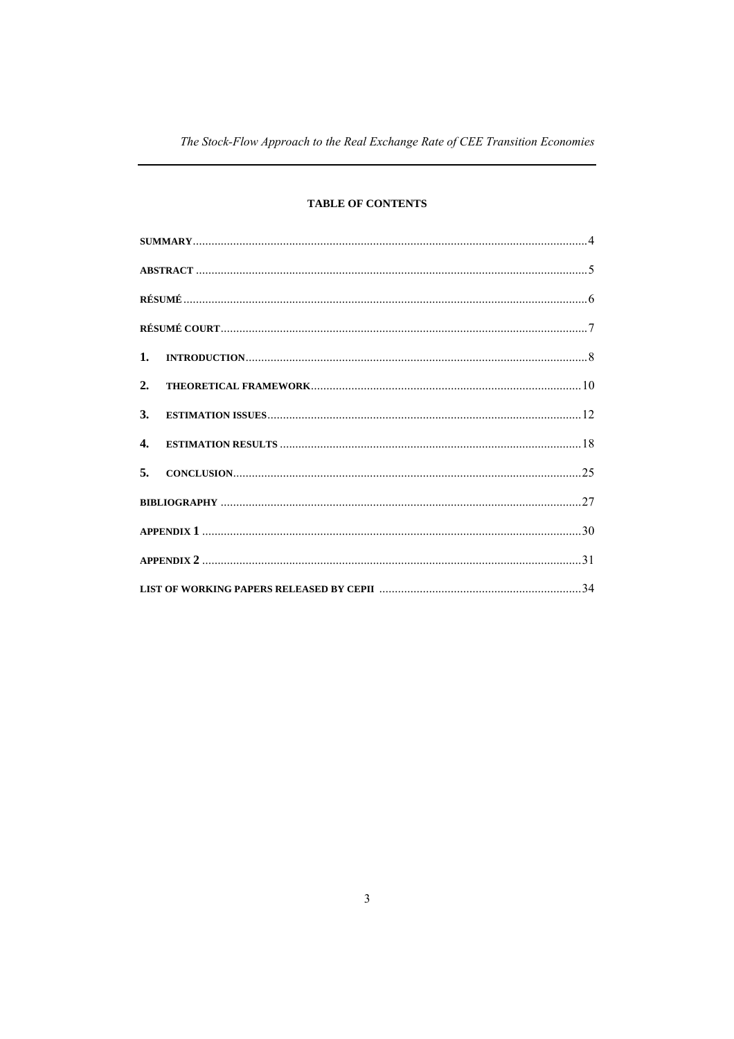## TABLE OF CONTENTS

SUMMARY ........................................................................................................................................ 4

ABSTRACT ....................................................................................................................................... 5

RÉSUMÉ ........................................................................................................................................... 6

RÉSUMÉ COURT .............................................................................................................................. 7

1. INTRODUCTION ........................................................................................................................... 8

2. THEORETICAL FRAMEWORK ....................................................................................................... 10

3. ESTIMATION ISSUES ................................................................................................................... 12

4. ESTIMATION RESULTS ................................................................................................................ 18

5. CONCLUSION .............................................................................................................................. 25

BIBLIOGRAPHY ............................................................................................................................... 27

APPENDIX 1 ..................................................................................................................................... 30

APPENDIX 2 ..................................................................................................................................... 31

LIST OF WORKING PAPERS RELEASED BY CEPII .............................................................................. 34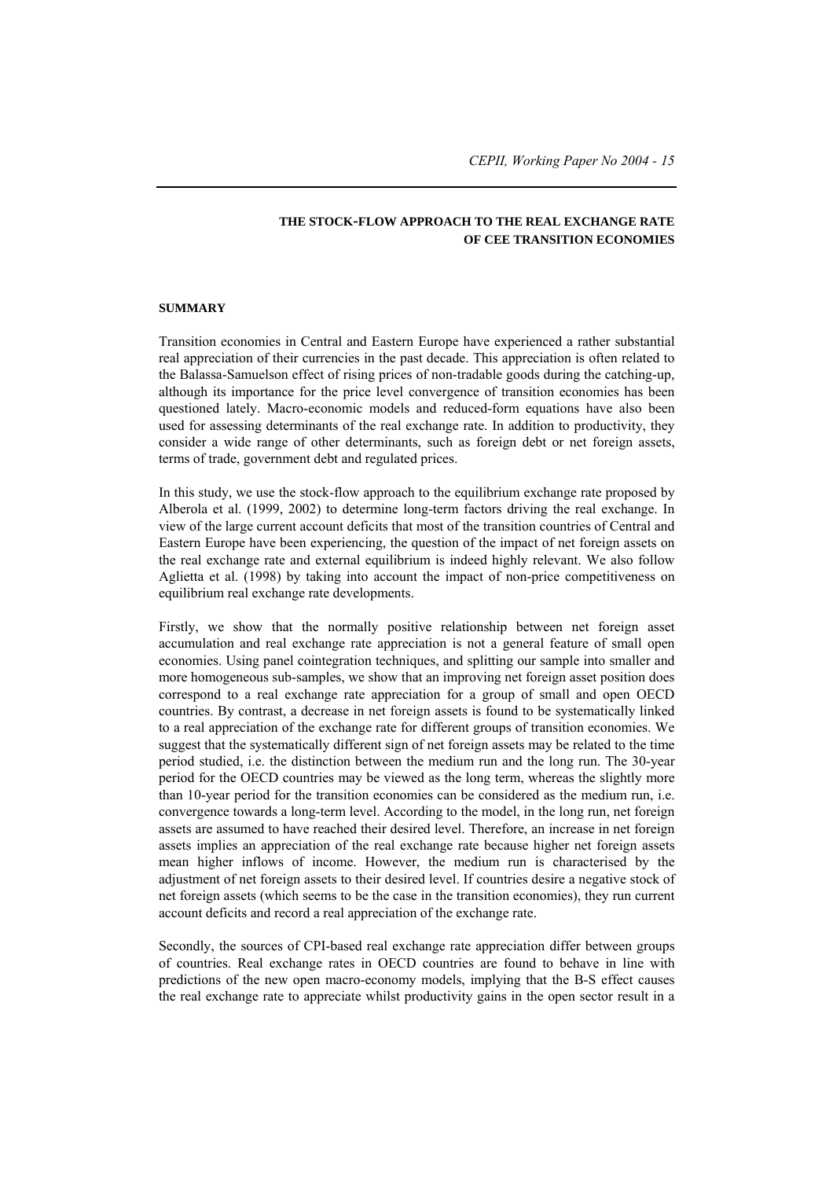## THE STOCK-FLOW APPROACH TO THE REAL EXCHANGE RATE OF CEE TRANSITION ECONOMIES

### SUMMARY

Transition economies in Central and Eastern Europe have experienced a rather substantial real appreciation of their currencies in the past decade. This appreciation is often related to the Balassa-Samuelson effect of rising prices of non-tradable goods during the catching-up, although its importance for the price level convergence of transition economies has been questioned lately. Macro-economic models and reduced-form equations have also been used for assessing determinants of the real exchange rate. In addition to productivity, they consider a wide range of other determinants, such as foreign debt or net foreign assets, terms of trade, government debt and regulated prices.

In this study, we use the stock-flow approach to the equilibrium exchange rate proposed by Alberola et al. (1999, 2002) to determine long-term factors driving the real exchange. In view of the large current account deficits that most of the transition countries of Central and Eastern Europe have been experiencing, the question of the impact of net foreign assets on the real exchange rate and external equilibrium is indeed highly relevant. We also follow Aglietta et al. (1998) by taking into account the impact of non-price competitiveness on equilibrium real exchange rate developments.

Firstly, we show that the normally positive relationship between net foreign asset accumulation and real exchange rate appreciation is not a general feature of small open economies. Using panel cointegration techniques, and splitting our sample into smaller and more homogeneous sub-samples, we show that an improving net foreign asset position does correspond to a real exchange rate appreciation for a group of small and open OECD countries. By contrast, a decrease in net foreign assets is found to be systematically linked to a real appreciation of the exchange rate for different groups of transition economies. We suggest that the systematically different sign of net foreign assets may be related to the time period studied, i.e. the distinction between the medium run and the long run. The 30-year period for the OECD countries may be viewed as the long term, whereas the slightly more than 10-year period for the transition economies can be considered as the medium run, i.e. convergence towards a long-term level. According to the model, in the long run, net foreign assets are assumed to have reached their desired level. Therefore, an increase in net foreign assets implies an appreciation of the real exchange rate because higher net foreign assets mean higher inflows of income. However, the medium run is characterised by the adjustment of net foreign assets to their desired level. If countries desire a negative stock of net foreign assets (which seems to be the case in the transition economies), they run current account deficits and record a real appreciation of the exchange rate.

Secondly, the sources of CPI-based real exchange rate appreciation differ between groups of countries. Real exchange rates in OECD countries are found to behave in line with predictions of the new open macro-economy models, implying that the B-S effect causes the real exchange rate to appreciate whilst productivity gains in the open sector result in a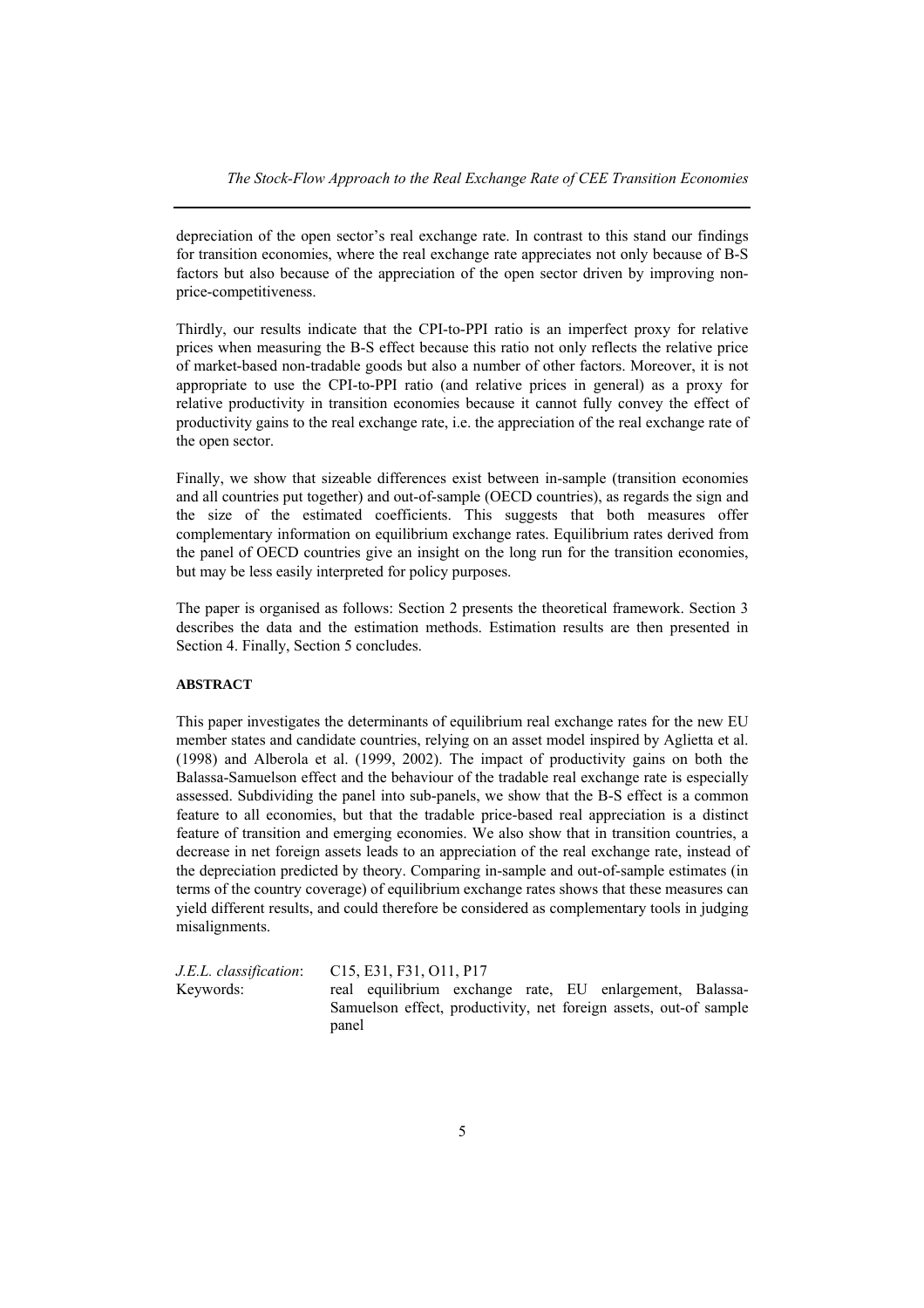depreciation of the open sector's real exchange rate. In contrast to this stand our findings for transition economies, where the real exchange rate appreciates not only because of B-S factors but also because of the appreciation of the open sector driven by improving non-price-competitiveness.

Thirdly, our results indicate that the CPI-to-PPI ratio is an imperfect proxy for relative prices when measuring the B-S effect because this ratio not only reflects the relative price of market-based non-tradable goods but also a number of other factors. Moreover, it is not appropriate to use the CPI-to-PPI ratio (and relative prices in general) as a proxy for relative productivity in transition economies because it cannot fully convey the effect of productivity gains to the real exchange rate, i.e. the appreciation of the real exchange rate of the open sector.

Finally, we show that sizeable differences exist between in-sample (transition economies and all countries put together) and out-of-sample (OECD countries), as regards the sign and the size of the estimated coefficients. This suggests that both measures offer complementary information on equilibrium exchange rates. Equilibrium rates derived from the panel of OECD countries give an insight on the long run for the transition economies, but may be less easily interpreted for policy purposes.

The paper is organised as follows: Section 2 presents the theoretical framework. Section 3 describes the data and the estimation methods. Estimation results are then presented in Section 4. Finally, Section 5 concludes.

**ABSTRACT**

This paper investigates the determinants of equilibrium real exchange rates for the new EU member states and candidate countries, relying on an asset model inspired by Aglietta et al. (1998) and Alberola et al. (1999, 2002). The impact of productivity gains on both the Balassa-Samuelson effect and the behaviour of the tradable real exchange rate is especially assessed. Subdividing the panel into sub-panels, we show that the B-S effect is a common feature to all economies, but that the tradable price-based real appreciation is a distinct feature of transition and emerging economies. We also show that in transition countries, a decrease in net foreign assets leads to an appreciation of the real exchange rate, instead of the depreciation predicted by theory. Comparing in-sample and out-of-sample estimates (in terms of the country coverage) of equilibrium exchange rates shows that these measures can yield different results, and could therefore be considered as complementary tools in judging misalignments.

*J.E.L. classification*: C15, E31, F31, O11, P17

Keywords: real equilibrium exchange rate, EU enlargement, Balassa-Samuelson effect, productivity, net foreign assets, out-of sample panel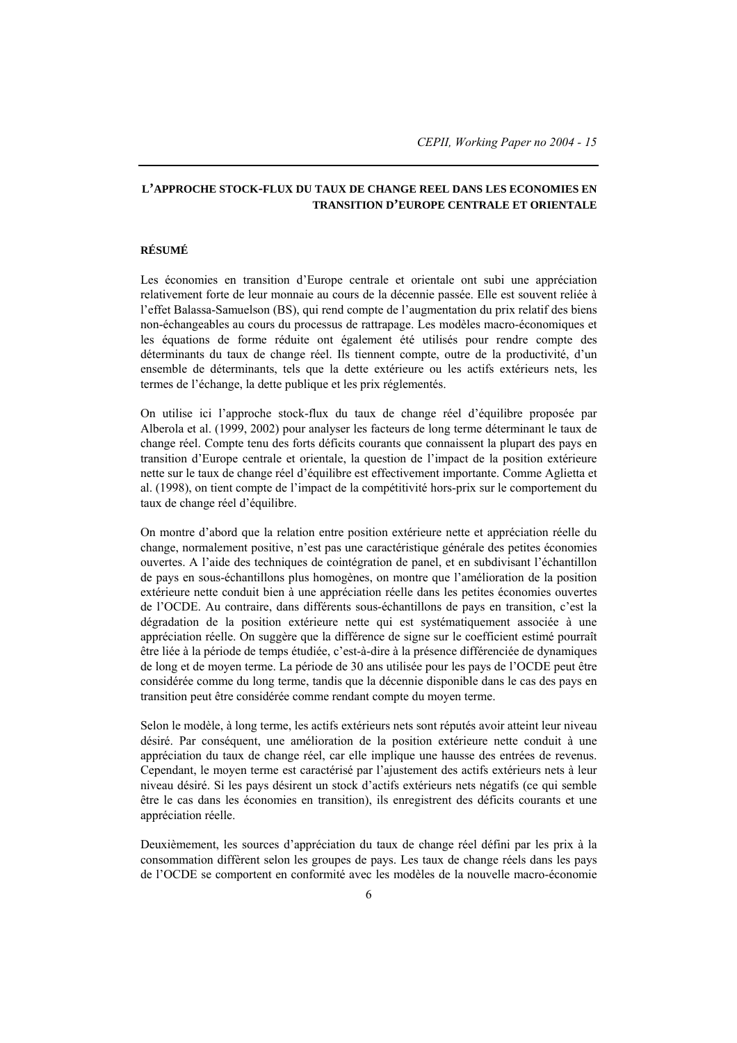## L'APPROCHE STOCK-FLUX DU TAUX DE CHANGE REEL DANS LES ECONOMIES EN TRANSITION D'EUROPE CENTRALE ET ORIENTALE

### RÉSUMÉ

Les économies en transition d'Europe centrale et orientale ont subi une appréciation relativement forte de leur monnaie au cours de la décennie passée. Elle est souvent reliée à l'effet Balassa-Samuelson (BS), qui rend compte de l'augmentation du prix relatif des biens non-échangeables au cours du processus de rattrapage. Les modèles macro-économiques et les équations de forme réduite ont également été utilisés pour rendre compte des déterminants du taux de change réel. Ils tiennent compte, outre de la productivité, d'un ensemble de déterminants, tels que la dette extérieure ou les actifs extérieurs nets, les termes de l'échange, la dette publique et les prix réglementés.

On utilise ici l'approche stock-flux du taux de change réel d'équilibre proposée par Alberola et al. (1999, 2002) pour analyser les facteurs de long terme déterminant le taux de change réel. Compte tenu des forts déficits courants que connaissent la plupart des pays en transition d'Europe centrale et orientale, la question de l'impact de la position extérieure nette sur le taux de change réel d'équilibre est effectivement importante. Comme Aglietta et al. (1998), on tient compte de l'impact de la compétitivité hors-prix sur le comportement du taux de change réel d'équilibre.

On montre d'abord que la relation entre position extérieure nette et appréciation réelle du change, normalement positive, n'est pas une caractéristique générale des petites économies ouvertes. A l'aide des techniques de cointégration de panel, et en subdivisant l'échantillon de pays en sous-échantillons plus homogènes, on montre que l'amélioration de la position extérieure nette conduit bien à une appréciation réelle dans les petites économies ouvertes de l'OCDE. Au contraire, dans différents sous-échantillons de pays en transition, c'est la dégradation de la position extérieure nette qui est systématiquement associée à une appréciation réelle. On suggère que la différence de signe sur le coefficient estimé pourrait être liée à la période de temps étudiée, c'est-à-dire à la présence différenciée de dynamiques de long et de moyen terme. La période de 30 ans utilisée pour les pays de l'OCDE peut être considérée comme du long terme, tandis que la décennie disponible dans le cas des pays en transition peut être considérée comme rendant compte du moyen terme.

Selon le modèle, à long terme, les actifs extérieurs nets sont réputés avoir atteint leur niveau désiré. Par conséquent, une amélioration de la position extérieure nette conduit à une appréciation du taux de change réel, car elle implique une hausse des entrées de revenus. Cependant, le moyen terme est caractérisé par l'ajustement des actifs extérieurs nets à leur niveau désiré. Si les pays désirent un stock d'actifs extérieurs nets négatifs (ce qui semble être le cas dans les économies en transition), ils enregistrent des déficits courants et une appréciation réelle.

Deuxièmement, les sources d'appréciation du taux de change réel défini par les prix à la consommation diffèrent selon les groupes de pays. Les taux de change réels dans les pays de l'OCDE se comportent en conformité avec les modèles de la nouvelle macro-économie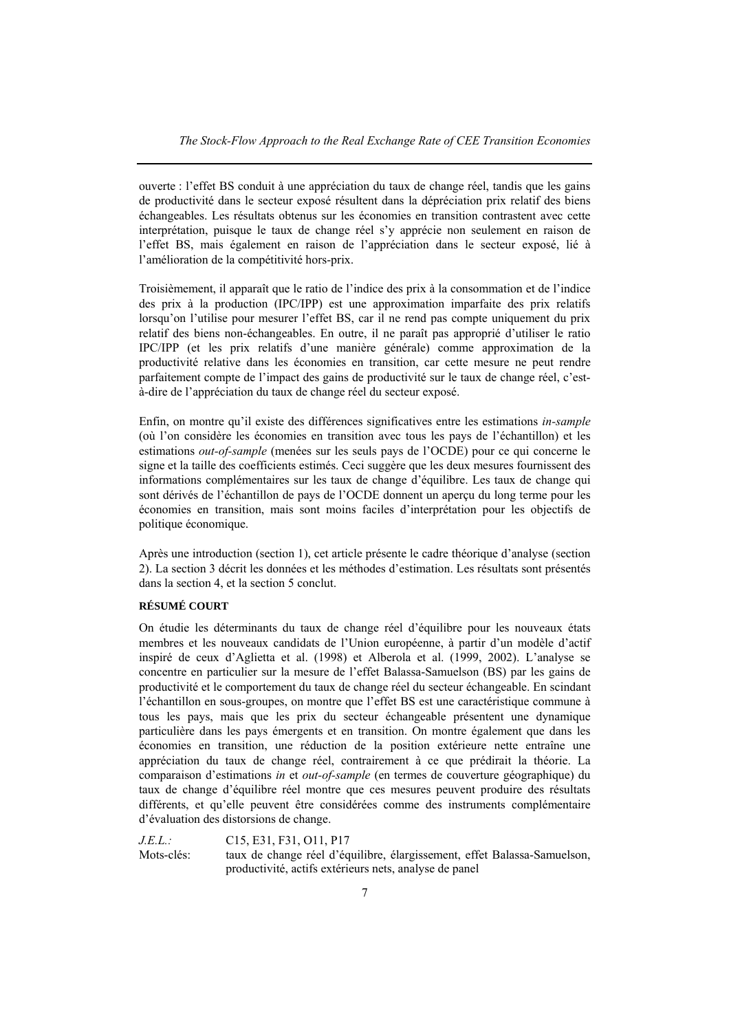ouverte : l'effet BS conduit à une appréciation du taux de change réel, tandis que les gains de productivité dans le secteur exposé résultent dans la dépréciation prix relatif des biens échangeables. Les résultats obtenus sur les économies en transition contrastent avec cette interprétation, puisque le taux de change réel s'y apprécie non seulement en raison de l'effet BS, mais également en raison de l'appréciation dans le secteur exposé, lié à l'amélioration de la compétitivité hors-prix.

Troisièmement, il apparaît que le ratio de l'indice des prix à la consommation et de l'indice des prix à la production (IPC/IPP) est une approximation imparfaite des prix relatifs lorsqu'on l'utilise pour mesurer l'effet BS, car il ne rend pas compte uniquement du prix relatif des biens non-échangeables. En outre, il ne paraît pas approprié d'utiliser le ratio IPC/IPP (et les prix relatifs d'une manière générale) comme approximation de la productivité relative dans les économies en transition, car cette mesure ne peut rendre parfaitement compte de l'impact des gains de productivité sur le taux de change réel, c'est-à-dire de l'appréciation du taux de change réel du secteur exposé.

Enfin, on montre qu'il existe des différences significatives entre les estimations *in-sample* (où l'on considère les économies en transition avec tous les pays de l'échantillon) et les estimations *out-of-sample* (menées sur les seuls pays de l'OCDE) pour ce qui concerne le signe et la taille des coefficients estimés. Ceci suggère que les deux mesures fournissent des informations complémentaires sur les taux de change d'équilibre. Les taux de change qui sont dérivés de l'échantillon de pays de l'OCDE donnent un aperçu du long terme pour les économies en transition, mais sont moins faciles d'interprétation pour les objectifs de politique économique.

Après une introduction (section 1), cet article présente le cadre théorique d'analyse (section 2). La section 3 décrit les données et les méthodes d'estimation. Les résultats sont présentés dans la section 4, et la section 5 conclut.

**RÉSUMÉ COURT**

On étudie les déterminants du taux de change réel d'équilibre pour les nouveaux états membres et les nouveaux candidats de l'Union européenne, à partir d'un modèle d'actif inspiré de ceux d'Aglietta et al. (1998) et Alberola et al. (1999, 2002). L'analyse se concentre en particulier sur la mesure de l'effet Balassa-Samuelson (BS) par les gains de productivité et le comportement du taux de change réel du secteur échangeable. En scindant l'échantillon en sous-groupes, on montre que l'effet BS est une caractéristique commune à tous les pays, mais que les prix du secteur échangeable présentent une dynamique particulière dans les pays émergents et en transition. On montre également que dans les économies en transition, une réduction de la position extérieure nette entraîne une appréciation du taux de change réel, contrairement à ce que prédirait la théorie. La comparaison d'estimations *in* et *out-of-sample* (en termes de couverture géographique) du taux de change d'équilibre réel montre que ces mesures peuvent produire des résultats différents, et qu'elle peuvent être considérées comme des instruments complémentaire d'évaluation des distorsions de change.

| | |
|---|---|
| *J.E.L.:* | C15, E31, F31, O11, P17 |
| Mots-clés: | taux de change réel d'équilibre, élargissement, effet Balassa-Samuelson, productivité, actifs extérieurs nets, analyse de panel |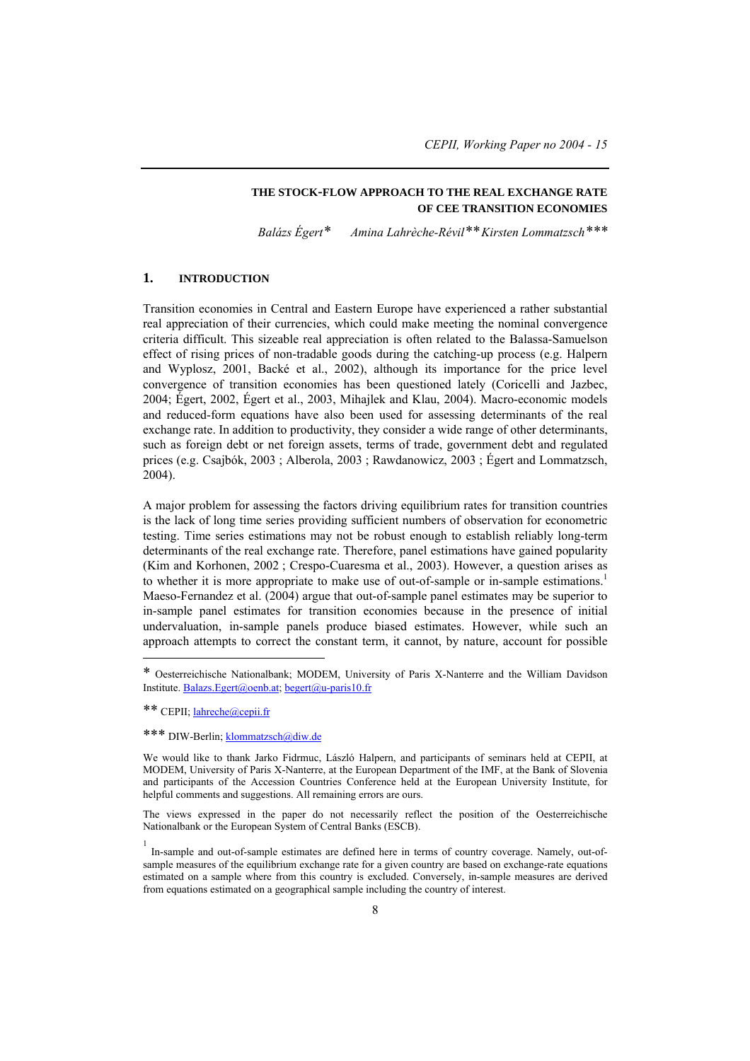# THE STOCK-FLOW APPROACH TO THE REAL EXCHANGE RATE OF CEE TRANSITION ECONOMIES

*Balázs Égert\** *Amina Lahrèche-Révil\*\** *Kirsten Lommatzsch\*\*\**

## 1. INTRODUCTION

Transition economies in Central and Eastern Europe have experienced a rather substantial real appreciation of their currencies, which could make meeting the nominal convergence criteria difficult. This sizeable real appreciation is often related to the Balassa-Samuelson effect of rising prices of non-tradable goods during the catching-up process (e.g. Halpern and Wyplosz, 2001, Backé et al., 2002), although its importance for the price level convergence of transition economies has been questioned lately (Coricelli and Jazbec, 2004; Égert, 2002, Égert et al., 2003, Mihajlek and Klau, 2004). Macro-economic models and reduced-form equations have also been used for assessing determinants of the real exchange rate. In addition to productivity, they consider a wide range of other determinants, such as foreign debt or net foreign assets, terms of trade, government debt and regulated prices (e.g. Csajbók, 2003 ; Alberola, 2003 ; Rawdanowicz, 2003 ; Égert and Lommatzsch, 2004).

A major problem for assessing the factors driving equilibrium rates for transition countries is the lack of long time series providing sufficient numbers of observation for econometric testing. Time series estimations may not be robust enough to establish reliably long-term determinants of the real exchange rate. Therefore, panel estimations have gained popularity (Kim and Korhonen, 2002 ; Crespo-Cuaresma et al., 2003). However, a question arises as to whether it is more appropriate to make use of out-of-sample or in-sample estimations.[1] Maeso-Fernandez et al. (2004) argue that out-of-sample panel estimates may be superior to in-sample panel estimates for transition economies because in the presence of initial undervaluation, in-sample panels produce biased estimates. However, while such an approach attempts to correct the constant term, it cannot, by nature, account for possible

---

\* Oesterreichische Nationalbank; MODEM, University of Paris X-Nanterre and the William Davidson Institute. Balazs.Egert@oenb.at; begert@u-paris10.fr

\*\* CEPII; lahreche@cepii.fr

\*\*\* DIW-Berlin; klommatzsch@diw.de

We would like to thank Jarko Fidrmuc, László Halpern, and participants of seminars held at CEPII, at MODEM, University of Paris X-Nanterre, at the European Department of the IMF, at the Bank of Slovenia and participants of the Accession Countries Conference held at the European University Institute, for helpful comments and suggestions. All remaining errors are ours.

The views expressed in the paper do not necessarily reflect the position of the Oesterreichische Nationalbank or the European System of Central Banks (ESCB).

[1] In-sample and out-of-sample estimates are defined here in terms of country coverage. Namely, out-of-sample measures of the equilibrium exchange rate for a given country are based on exchange-rate equations estimated on a sample where from this country is excluded. Conversely, in-sample measures are derived from equations estimated on a geographical sample including the country of interest.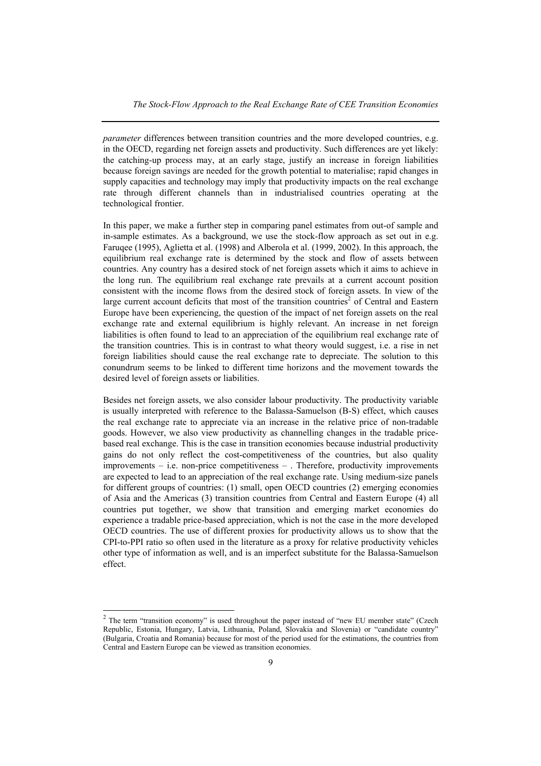*parameter* differences between transition countries and the more developed countries, e.g. in the OECD, regarding net foreign assets and productivity. Such differences are yet likely: the catching-up process may, at an early stage, justify an increase in foreign liabilities because foreign savings are needed for the growth potential to materialise; rapid changes in supply capacities and technology may imply that productivity impacts on the real exchange rate through different channels than in industrialised countries operating at the technological frontier.

In this paper, we make a further step in comparing panel estimates from out-of sample and in-sample estimates. As a background, we use the stock-flow approach as set out in e.g. Faruqee (1995), Aglietta et al. (1998) and Alberola et al. (1999, 2002). In this approach, the equilibrium real exchange rate is determined by the stock and flow of assets between countries. Any country has a desired stock of net foreign assets which it aims to achieve in the long run. The equilibrium real exchange rate prevails at a current account position consistent with the income flows from the desired stock of foreign assets. In view of the large current account deficits that most of the transition countries[2] of Central and Eastern Europe have been experiencing, the question of the impact of net foreign assets on the real exchange rate and external equilibrium is highly relevant. An increase in net foreign liabilities is often found to lead to an appreciation of the equilibrium real exchange rate of the transition countries. This is in contrast to what theory would suggest, i.e. a rise in net foreign liabilities should cause the real exchange rate to depreciate. The solution to this conundrum seems to be linked to different time horizons and the movement towards the desired level of foreign assets or liabilities.

Besides net foreign assets, we also consider labour productivity. The productivity variable is usually interpreted with reference to the Balassa-Samuelson (B-S) effect, which causes the real exchange rate to appreciate via an increase in the relative price of non-tradable goods. However, we also view productivity as channelling changes in the tradable price-based real exchange. This is the case in transition economies because industrial productivity gains do not only reflect the cost-competitiveness of the countries, but also quality improvements – i.e. non-price competitiveness – . Therefore, productivity improvements are expected to lead to an appreciation of the real exchange rate. Using medium-size panels for different groups of countries: (1) small, open OECD countries (2) emerging economies of Asia and the Americas (3) transition countries from Central and Eastern Europe (4) all countries put together, we show that transition and emerging market economies do experience a tradable price-based appreciation, which is not the case in the more developed OECD countries. The use of different proxies for productivity allows us to show that the CPI-to-PPI ratio so often used in the literature as a proxy for relative productivity vehicles other type of information as well, and is an imperfect substitute for the Balassa-Samuelson effect.

[2] The term "transition economy" is used throughout the paper instead of "new EU member state" (Czech Republic, Estonia, Hungary, Latvia, Lithuania, Poland, Slovakia and Slovenia) or "candidate country" (Bulgaria, Croatia and Romania) because for most of the period used for the estimations, the countries from Central and Eastern Europe can be viewed as transition economies.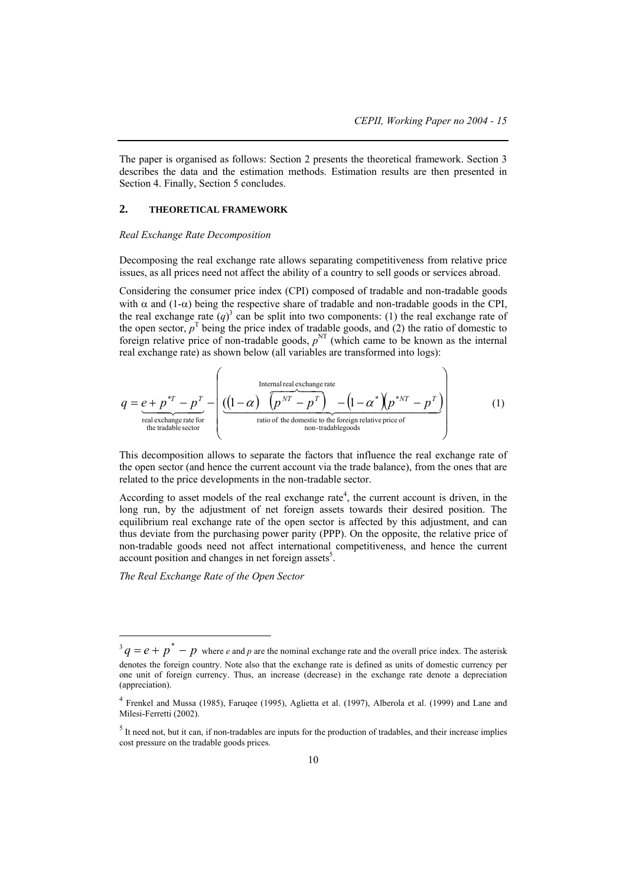The paper is organised as follows: Section 2 presents the theoretical framework. Section 3 describes the data and the estimation methods. Estimation results are then presented in Section 4. Finally, Section 5 concludes.

## 2. THEORETICAL FRAMEWORK

*Real Exchange Rate Decomposition*

Decomposing the real exchange rate allows separating competitiveness from relative price issues, as all prices need not affect the ability of a country to sell goods or services abroad.

Considering the consumer price index (CPI) composed of tradable and non-tradable goods with $\alpha$ and $(1-\alpha)$ being the respective share of tradable and non-tradable goods in the CPI, the real exchange rate $(q)$[3] can be split into two components: (1) the real exchange rate of the open sector, $p^{T}$ being the price index of tradable goods, and (2) the ratio of domestic to foreign relative price of non-tradable goods, $p^{NT}$ (which came to be known as the internal real exchange rate) as shown below (all variables are transformed into logs):

$$q = \underbrace{e + p^{*T} - p^{T}}_{\substack{\text{real exchange rate for} \\ \text{the tradable sector}}} - \left( \underbrace{((1-\alpha)\ \overbrace{\left(p^{NT} - p^{T}\right)}^{\text{Internal real exchange rate}}\ - \left(1-\alpha^{*}\right)\left(p^{*NT} - p^{T}\right)}_{\substack{\text{ratio of the domestic to the foreign relative price of} \\ \text{non-tradable goods}}} \right) \tag{1}$$

This decomposition allows to separate the factors that influence the real exchange rate of the open sector (and hence the current account via the trade balance), from the ones that are related to the price developments in the non-tradable sector.

According to asset models of the real exchange rate[4], the current account is driven, in the long run, by the adjustment of net foreign assets towards their desired position. The equilibrium real exchange rate of the open sector is affected by this adjustment, and can thus deviate from the purchasing power parity (PPP). On the opposite, the relative price of non-tradable goods need not affect international competitiveness, and hence the current account position and changes in net foreign assets[5].

*The Real Exchange Rate of the Open Sector*

---

[3] $q = e + p^{*} - p$ where $e$ and $p$ are the nominal exchange rate and the overall price index. The asterisk denotes the foreign country. Note also that the exchange rate is defined as units of domestic currency per one unit of foreign currency. Thus, an increase (decrease) in the exchange rate denote a depreciation (appreciation).

[4] Frenkel and Mussa (1985), Faruqee (1995), Aglietta et al. (1997), Alberola et al. (1999) and Lane and Milesi-Ferretti (2002).

[5] It need not, but it can, if non-tradables are inputs for the production of tradables, and their increase implies cost pressure on the tradable goods prices.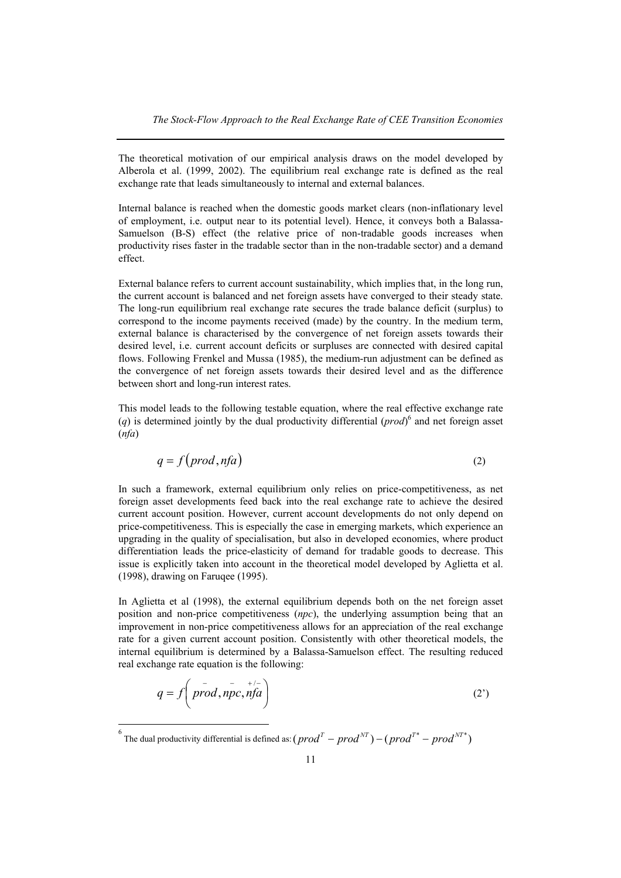The theoretical motivation of our empirical analysis draws on the model developed by Alberola et al. (1999, 2002). The equilibrium real exchange rate is defined as the real exchange rate that leads simultaneously to internal and external balances.

Internal balance is reached when the domestic goods market clears (non-inflationary level of employment, i.e. output near to its potential level). Hence, it conveys both a Balassa-Samuelson (B-S) effect (the relative price of non-tradable goods increases when productivity rises faster in the tradable sector than in the non-tradable sector) and a demand effect.

External balance refers to current account sustainability, which implies that, in the long run, the current account is balanced and net foreign assets have converged to their steady state. The long-run equilibrium real exchange rate secures the trade balance deficit (surplus) to correspond to the income payments received (made) by the country. In the medium term, external balance is characterised by the convergence of net foreign assets towards their desired level, i.e. current account deficits or surpluses are connected with desired capital flows. Following Frenkel and Mussa (1985), the medium-run adjustment can be defined as the convergence of net foreign assets towards their desired level and as the difference between short and long-run interest rates.

This model leads to the following testable equation, where the real effective exchange rate ($q$) is determined jointly by the dual productivity differential ($prod$)[6] and net foreign asset ($nfa$)

$$q = f\left(prod, nfa\right) \tag{2}$$

In such a framework, external equilibrium only relies on price-competitiveness, as net foreign asset developments feed back into the real exchange rate to achieve the desired current account position. However, current account developments do not only depend on price-competitiveness. This is especially the case in emerging markets, which experience an upgrading in the quality of specialisation, but also in developed economies, where product differentiation leads the price-elasticity of demand for tradable goods to decrease. This issue is explicitly taken into account in the theoretical model developed by Aglietta et al. (1998), drawing on Faruqee (1995).

In Aglietta et al (1998), the external equilibrium depends both on the net foreign asset position and non-price competitiveness ($npc$), the underlying assumption being that an improvement in non-price competitiveness allows for an appreciation of the real exchange rate for a given current account position. Consistently with other theoretical models, the internal equilibrium is determined by a Balassa-Samuelson effect. The resulting reduced real exchange rate equation is the following:

$$q = f\left(\overset{-}{prod}, \overset{-}{npc}, \overset{+/-}{nfa}\right) \tag{2'}$$

[6] The dual productivity differential is defined as: $(prod^{T} - prod^{NT}) - (prod^{T*} - prod^{NT*})$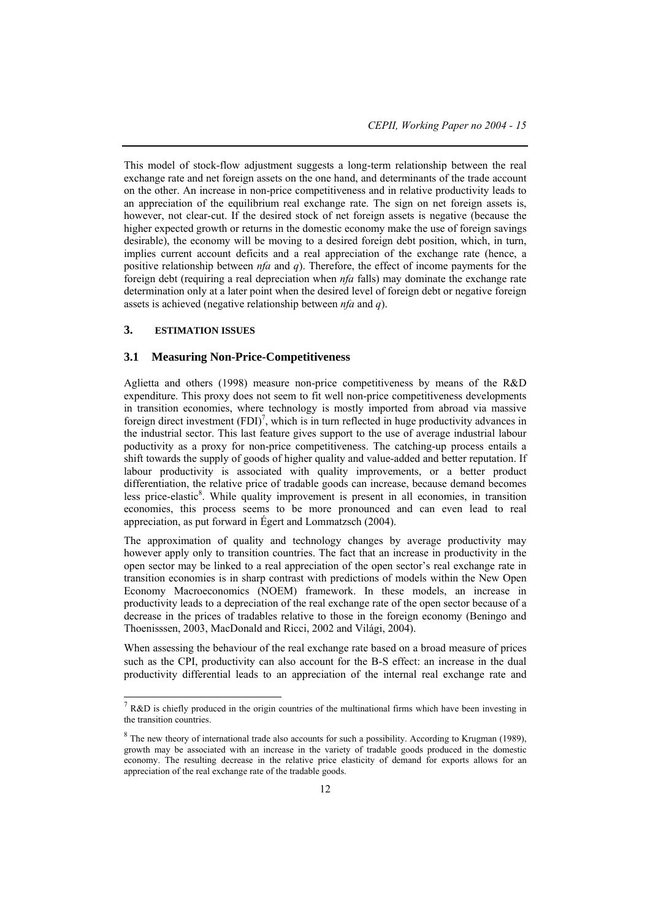This model of stock-flow adjustment suggests a long-term relationship between the real exchange rate and net foreign assets on the one hand, and determinants of the trade account on the other. An increase in non-price competitiveness and in relative productivity leads to an appreciation of the equilibrium real exchange rate. The sign on net foreign assets is, however, not clear-cut. If the desired stock of net foreign assets is negative (because the higher expected growth or returns in the domestic economy make the use of foreign savings desirable), the economy will be moving to a desired foreign debt position, which, in turn, implies current account deficits and a real appreciation of the exchange rate (hence, a positive relationship between *nfa* and *q*). Therefore, the effect of income payments for the foreign debt (requiring a real depreciation when *nfa* falls) may dominate the exchange rate determination only at a later point when the desired level of foreign debt or negative foreign assets is achieved (negative relationship between *nfa* and *q*).

## 3. ESTIMATION ISSUES

### 3.1 Measuring Non-Price-Competitiveness

Aglietta and others (1998) measure non-price competitiveness by means of the R&D expenditure. This proxy does not seem to fit well non-price competitiveness developments in transition economies, where technology is mostly imported from abroad via massive foreign direct investment (FDI)[7], which is in turn reflected in huge productivity advances in the industrial sector. This last feature gives support to the use of average industrial labour poductivity as a proxy for non-price competitiveness. The catching-up process entails a shift towards the supply of goods of higher quality and value-added and better reputation. If labour productivity is associated with quality improvements, or a better product differentiation, the relative price of tradable goods can increase, because demand becomes less price-elastic[8]. While quality improvement is present in all economies, in transition economies, this process seems to be more pronounced and can even lead to real appreciation, as put forward in Égert and Lommatzsch (2004).

The approximation of quality and technology changes by average productivity may however apply only to transition countries. The fact that an increase in productivity in the open sector may be linked to a real appreciation of the open sector's real exchange rate in transition economies is in sharp contrast with predictions of models within the New Open Economy Macroeconomics (NOEM) framework. In these models, an increase in productivity leads to a depreciation of the real exchange rate of the open sector because of a decrease in the prices of tradables relative to those in the foreign economy (Beningo and Thoenisssen, 2003, MacDonald and Ricci, 2002 and Világi, 2004).

When assessing the behaviour of the real exchange rate based on a broad measure of prices such as the CPI, productivity can also account for the B-S effect: an increase in the dual productivity differential leads to an appreciation of the internal real exchange rate and

---

[7] R&D is chiefly produced in the origin countries of the multinational firms which have been investing in the transition countries.

[8] The new theory of international trade also accounts for such a possibility. According to Krugman (1989), growth may be associated with an increase in the variety of tradable goods produced in the domestic economy. The resulting decrease in the relative price elasticity of demand for exports allows for an appreciation of the real exchange rate of the tradable goods.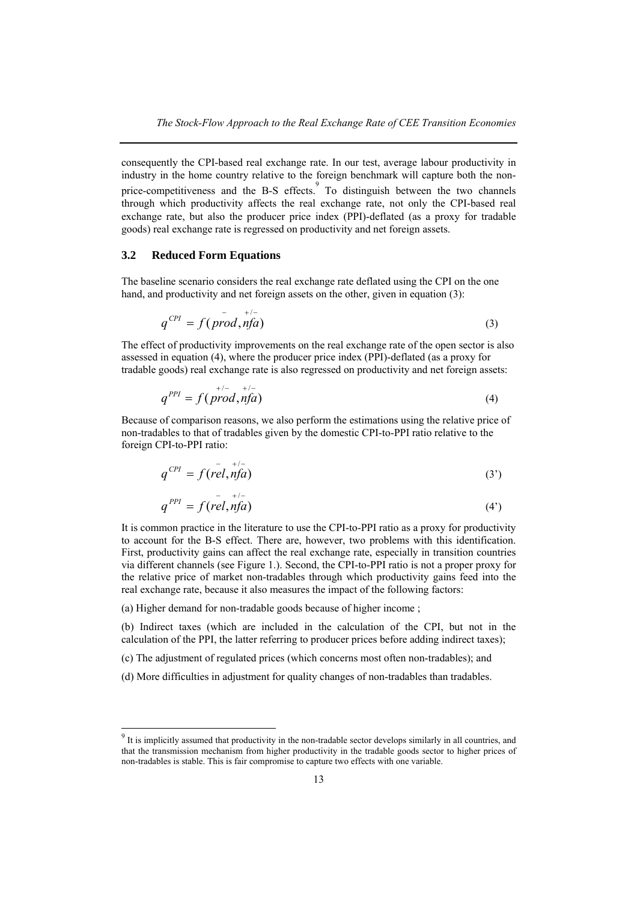consequently the CPI-based real exchange rate. In our test, average labour productivity in industry in the home country relative to the foreign benchmark will capture both the non-price-competitiveness and the B-S effects.[9] To distinguish between the two channels through which productivity affects the real exchange rate, not only the CPI-based real exchange rate, but also the producer price index (PPI)-deflated (as a proxy for tradable goods) real exchange rate is regressed on productivity and net foreign assets.

## 3.2 Reduced Form Equations

The baseline scenario considers the real exchange rate deflated using the CPI on the one hand, and productivity and net foreign assets on the other, given in equation (3):

$$q^{CPI} = f(\overset{-}{prod}, \overset{+/-}{nfa}) \tag{3}$$

The effect of productivity improvements on the real exchange rate of the open sector is also assessed in equation (4), where the producer price index (PPI)-deflated (as a proxy for tradable goods) real exchange rate is also regressed on productivity and net foreign assets:

$$q^{PPI} = f(\overset{+/-}{prod}, \overset{+/-}{nfa}) \tag{4}$$

Because of comparison reasons, we also perform the estimations using the relative price of non-tradables to that of tradables given by the domestic CPI-to-PPI ratio relative to the foreign CPI-to-PPI ratio:

$$q^{CPI} = f(\overset{-}{rel}, \overset{+/-}{nfa}) \tag{3'}$$

$$q^{PPI} = f(\overset{-}{rel}, \overset{+/-}{nfa}) \tag{4'}$$

It is common practice in the literature to use the CPI-to-PPI ratio as a proxy for productivity to account for the B-S effect. There are, however, two problems with this identification. First, productivity gains can affect the real exchange rate, especially in transition countries via different channels (see Figure 1.). Second, the CPI-to-PPI ratio is not a proper proxy for the relative price of market non-tradables through which productivity gains feed into the real exchange rate, because it also measures the impact of the following factors:

(a) Higher demand for non-tradable goods because of higher income ;

(b) Indirect taxes (which are included in the calculation of the CPI, but not in the calculation of the PPI, the latter referring to producer prices before adding indirect taxes);

(c) The adjustment of regulated prices (which concerns most often non-tradables); and

(d) More difficulties in adjustment for quality changes of non-tradables than tradables.

[9] It is implicitly assumed that productivity in the non-tradable sector develops similarly in all countries, and that the transmission mechanism from higher productivity in the tradable goods sector to higher prices of non-tradables is stable. This is fair compromise to capture two effects with one variable.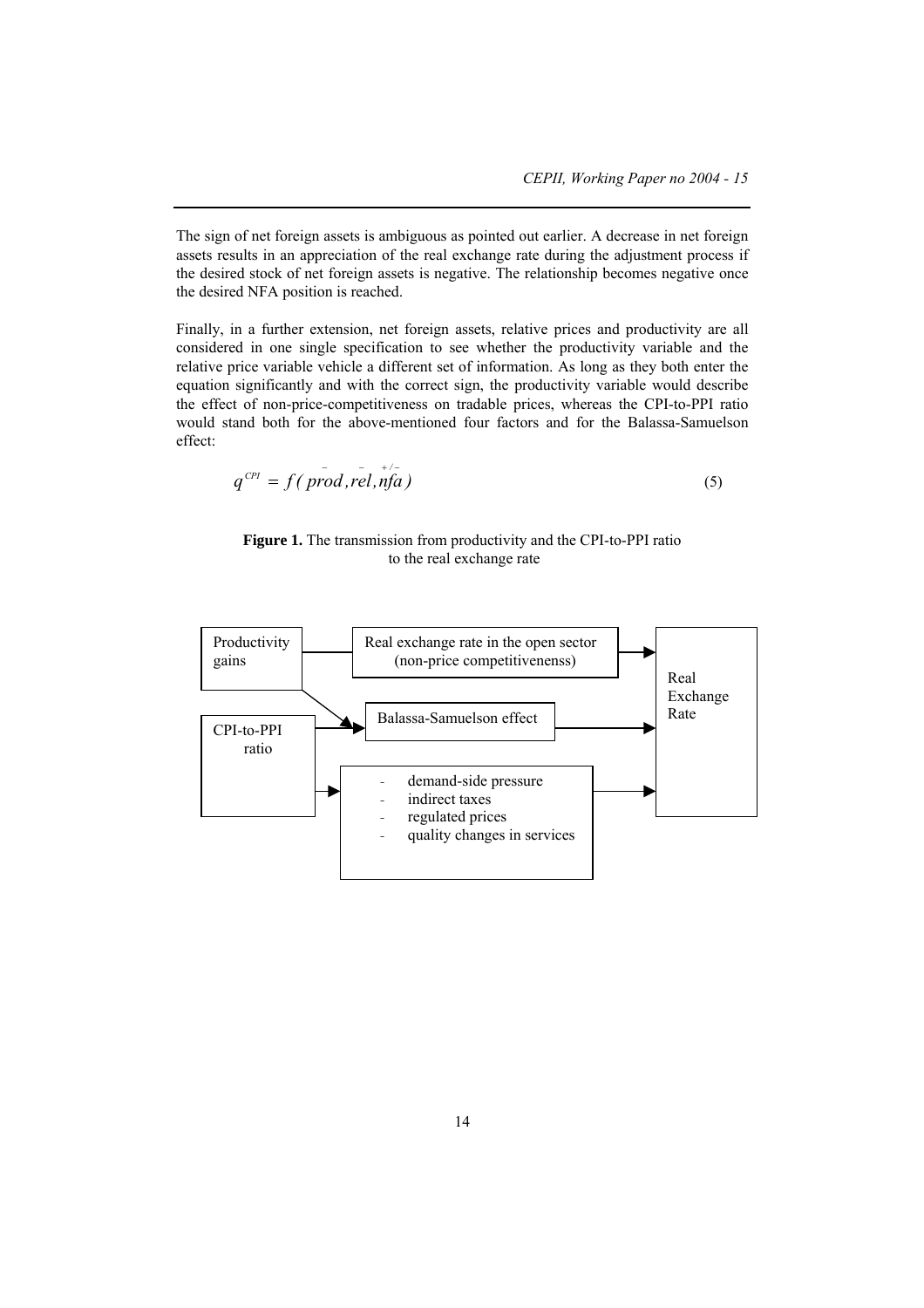The sign of net foreign assets is ambiguous as pointed out earlier. A decrease in net foreign assets results in an appreciation of the real exchange rate during the adjustment process if the desired stock of net foreign assets is negative. The relationship becomes negative once the desired NFA position is reached.

Finally, in a further extension, net foreign assets, relative prices and productivity are all considered in one single specification to see whether the productivity variable and the relative price variable vehicle a different set of information. As long as they both enter the equation significantly and with the correct sign, the productivity variable would describe the effect of non-price-competitiveness on tradable prices, whereas the CPI-to-PPI ratio would stand both for the above-mentioned four factors and for the Balassa-Samuelson effect:

$$q^{CPI} = f(\overset{-}{prod}, \overset{-}{rel}, \overset{+/-}{nfa}) \tag{5}$$

**Figure 1.** The transmission from productivity and the CPI-to-PPI ratio to the real exchange rate

Productivity gains → Real exchange rate in the open sector (non-price competitivenenss) → Real Exchange Rate

Productivity gains → Balassa-Samuelson effect → Real Exchange Rate

CPI-to-PPI ratio → Balassa-Samuelson effect → Real Exchange Rate

CPI-to-PPI ratio →
- demand-side pressure
- indirect taxes
- regulated prices
- quality changes in services

→ Real Exchange Rate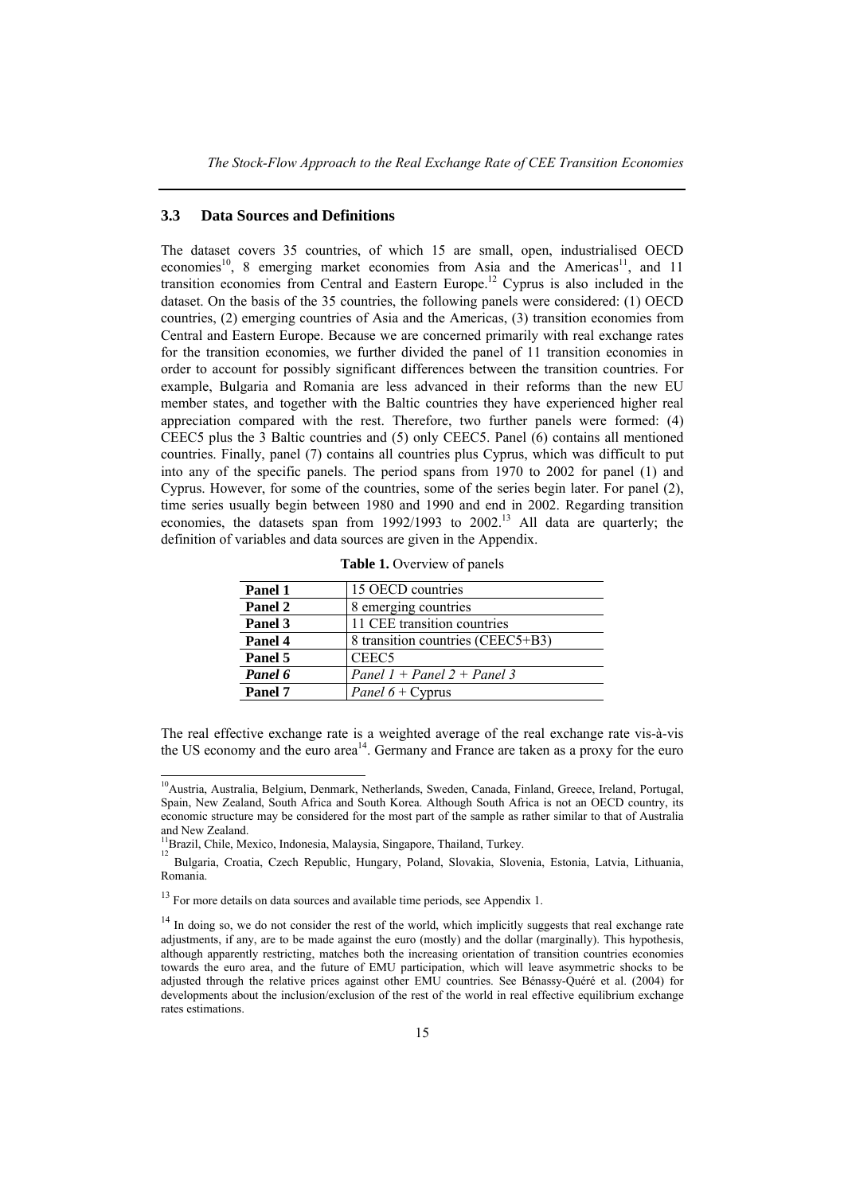### 3.3 Data Sources and Definitions

The dataset covers 35 countries, of which 15 are small, open, industrialised OECD economies[10], 8 emerging market economies from Asia and the Americas[11], and 11 transition economies from Central and Eastern Europe.[12] Cyprus is also included in the dataset. On the basis of the 35 countries, the following panels were considered: (1) OECD countries, (2) emerging countries of Asia and the Americas, (3) transition economies from Central and Eastern Europe. Because we are concerned primarily with real exchange rates for the transition economies, we further divided the panel of 11 transition economies in order to account for possibly significant differences between the transition countries. For example, Bulgaria and Romania are less advanced in their reforms than the new EU member states, and together with the Baltic countries they have experienced higher real appreciation compared with the rest. Therefore, two further panels were formed: (4) CEEC5 plus the 3 Baltic countries and (5) only CEEC5. Panel (6) contains all mentioned countries. Finally, panel (7) contains all countries plus Cyprus, which was difficult to put into any of the specific panels. The period spans from 1970 to 2002 for panel (1) and Cyprus. However, for some of the countries, some of the series begin later. For panel (2), time series usually begin between 1980 and 1990 and end in 2002. Regarding transition economies, the datasets span from 1992/1993 to 2002.[13] All data are quarterly; the definition of variables and data sources are given in the Appendix.

**Table 1.** Overview of panels

| | |
|---|---|
| **Panel 1** | 15 OECD countries |
| **Panel 2** | 8 emerging countries |
| **Panel 3** | 11 CEE transition countries |
| **Panel 4** | 8 transition countries (CEEC5+B3) |
| **Panel 5** | CEEC5 |
| ***Panel 6*** | *Panel 1 + Panel 2 + Panel 3* |
| **Panel 7** | *Panel 6* + Cyprus |

The real effective exchange rate is a weighted average of the real exchange rate vis-à-vis the US economy and the euro area[14]. Germany and France are taken as a proxy for the euro

---

[10] Austria, Australia, Belgium, Denmark, Netherlands, Sweden, Canada, Finland, Greece, Ireland, Portugal, Spain, New Zealand, South Africa and South Korea. Although South Africa is not an OECD country, its economic structure may be considered for the most part of the sample as rather similar to that of Australia and New Zealand.

[11] Brazil, Chile, Mexico, Indonesia, Malaysia, Singapore, Thailand, Turkey.

[12] Bulgaria, Croatia, Czech Republic, Hungary, Poland, Slovakia, Slovenia, Estonia, Latvia, Lithuania, Romania.

[13] For more details on data sources and available time periods, see Appendix 1.

[14] In doing so, we do not consider the rest of the world, which implicitly suggests that real exchange rate adjustments, if any, are to be made against the euro (mostly) and the dollar (marginally). This hypothesis, although apparently restricting, matches both the increasing orientation of transition countries economies towards the euro area, and the future of EMU participation, which will leave asymmetric shocks to be adjusted through the relative prices against other EMU countries. See Bénassy-Quéré et al. (2004) for developments about the inclusion/exclusion of the rest of the world in real effective equilibrium exchange rates estimations.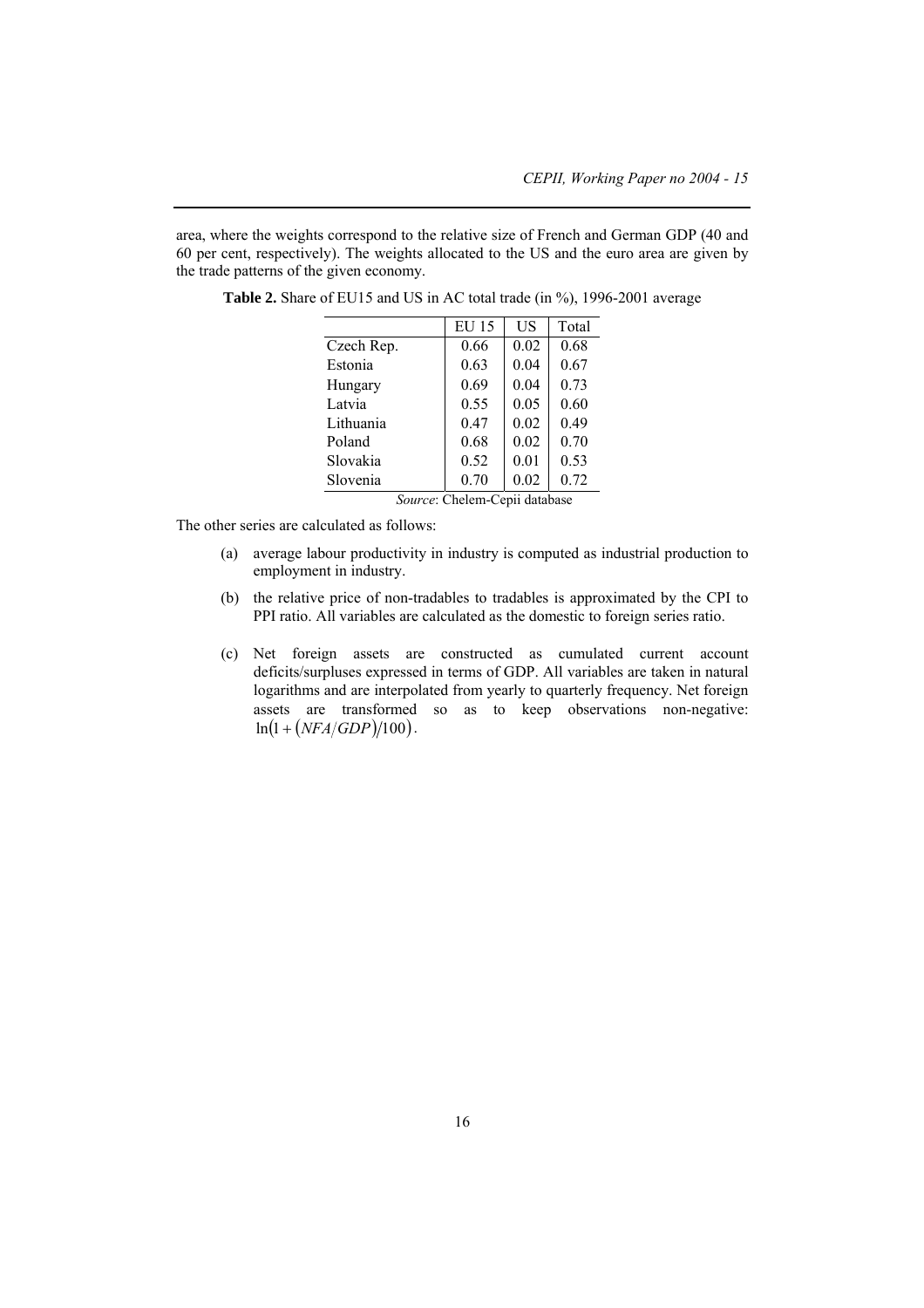area, where the weights correspond to the relative size of French and German GDP (40 and 60 per cent, respectively). The weights allocated to the US and the euro area are given by the trade patterns of the given economy.

**Table 2.** Share of EU15 and US in AC total trade (in %), 1996-2001 average

| | EU 15 | US | Total |
|---|---|---|---|
| Czech Rep. | 0.66 | 0.02 | 0.68 |
| Estonia | 0.63 | 0.04 | 0.67 |
| Hungary | 0.69 | 0.04 | 0.73 |
| Latvia | 0.55 | 0.05 | 0.60 |
| Lithuania | 0.47 | 0.02 | 0.49 |
| Poland | 0.68 | 0.02 | 0.70 |
| Slovakia | 0.52 | 0.01 | 0.53 |
| Slovenia | 0.70 | 0.02 | 0.72 |

*Source*: Chelem-Cepii database

The other series are calculated as follows:

(a) average labour productivity in industry is computed as industrial production to employment in industry.

(b) the relative price of non-tradables to tradables is approximated by the CPI to PPI ratio. All variables are calculated as the domestic to foreign series ratio.

(c) Net foreign assets are constructed as cumulated current account deficits/surpluses expressed in terms of GDP. All variables are taken in natural logarithms and are interpolated from yearly to quarterly frequency. Net foreign assets are transformed so as to keep observations non-negative: $\ln\left(1+\left(NFA/GDP\right)/100\right)$.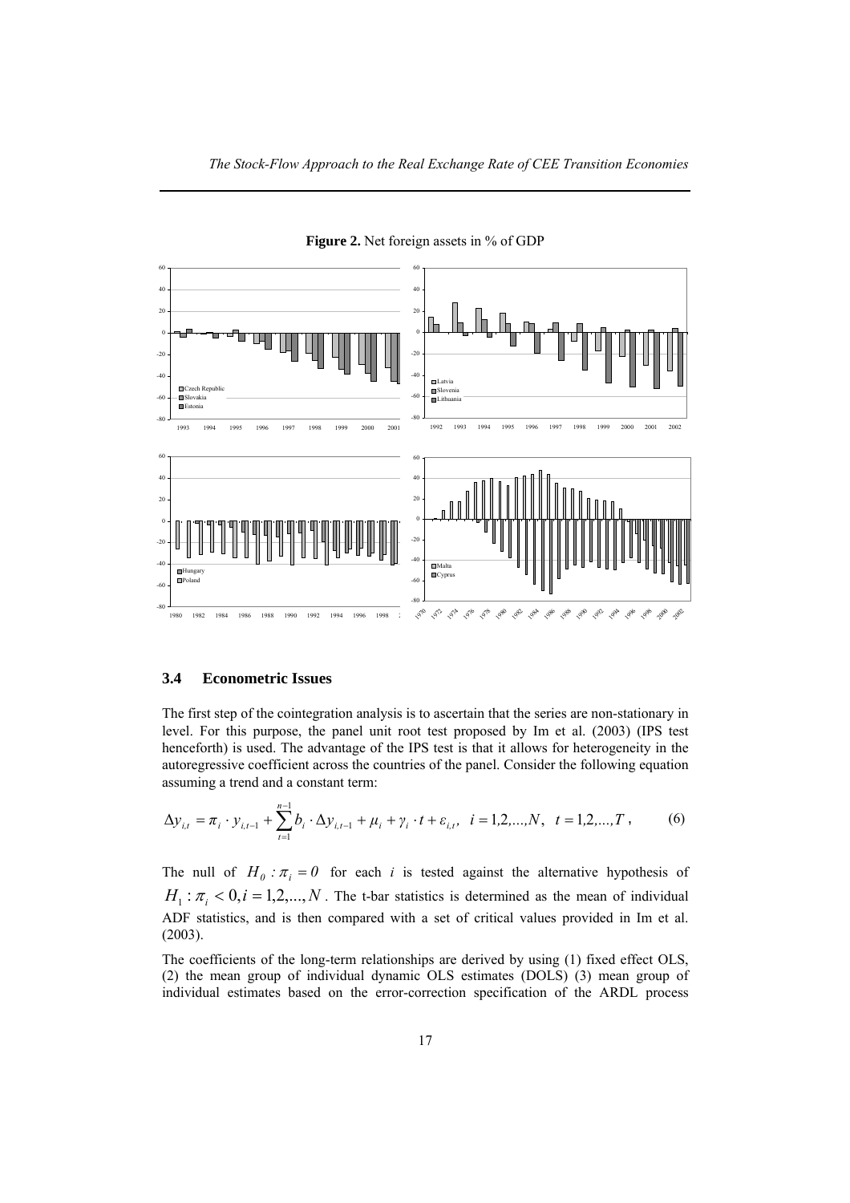**Figure 2.** Net foreign assets in % of GDP

### 3.4 Econometric Issues

The first step of the cointegration analysis is to ascertain that the series are non-stationary in level. For this purpose, the panel unit root test proposed by Im et al. (2003) (IPS test henceforth) is used. The advantage of the IPS test is that it allows for heterogeneity in the autoregressive coefficient across the countries of the panel. Consider the following equation assuming a trend and a constant term:

$$\Delta y_{i,t} = \pi_i \cdot y_{i,t-1} + \sum_{t=1}^{n-1} b_i \cdot \Delta y_{i,t-1} + \mu_i + \gamma_i \cdot t + \varepsilon_{i,t}, \quad i = 1,2,...,N, \quad t = 1,2,...,T \,, \tag{6}$$

The null of $H_0 : \pi_i = 0$ for each $i$ is tested against the alternative hypothesis of $H_1 : \pi_i < 0, i = 1,2,..., N$. The t-bar statistics is determined as the mean of individual ADF statistics, and is then compared with a set of critical values provided in Im et al. (2003).

The coefficients of the long-term relationships are derived by using (1) fixed effect OLS, (2) the mean group of individual dynamic OLS estimates (DOLS) (3) mean group of individual estimates based on the error-correction specification of the ARDL process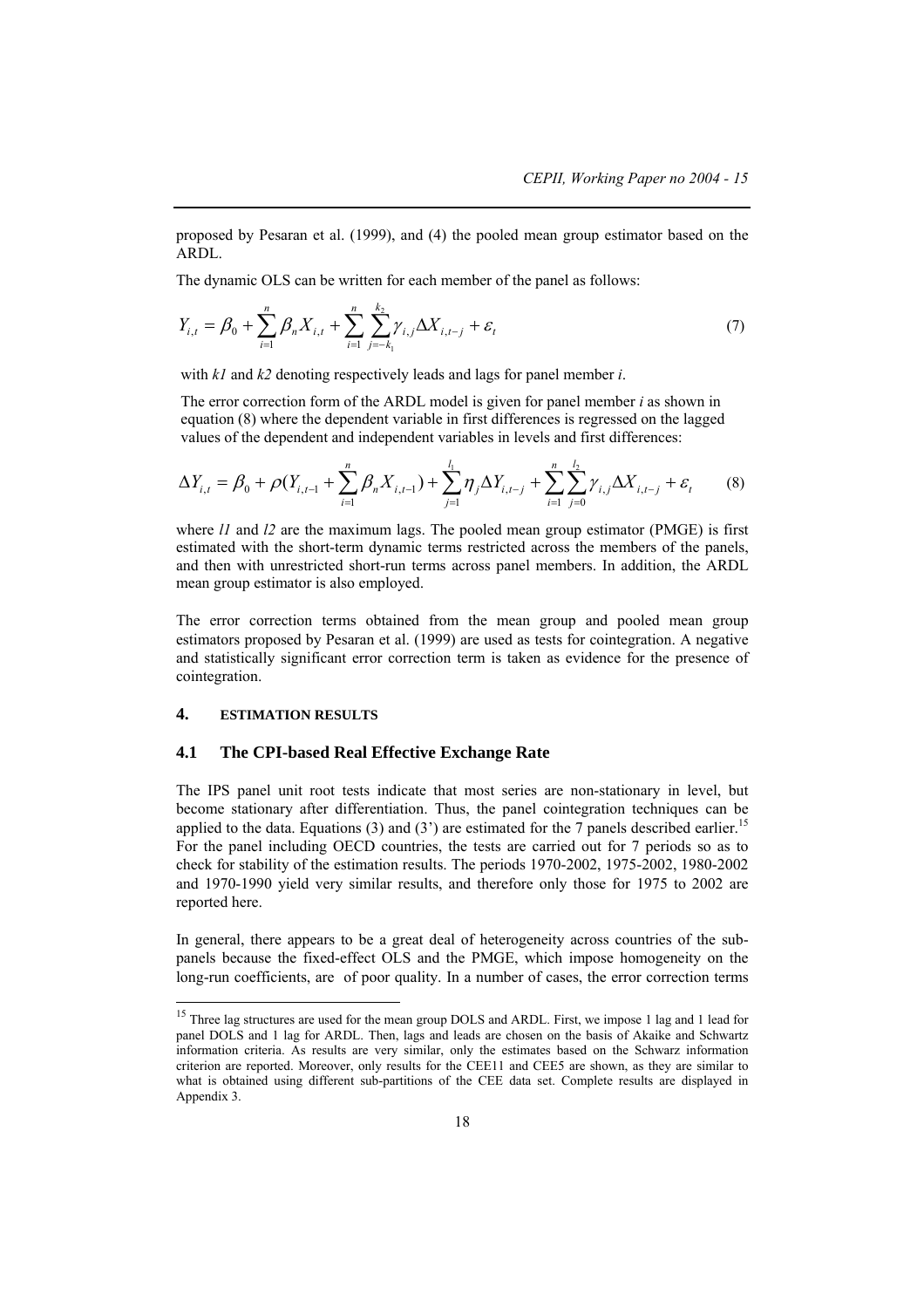proposed by Pesaran et al. (1999), and (4) the pooled mean group estimator based on the ARDL.

The dynamic OLS can be written for each member of the panel as follows:

$$Y_{i,t} = \beta_0 + \sum_{i=1}^{n} \beta_n X_{i,t} + \sum_{i=1}^{n} \sum_{j=-k_1}^{k_2} \gamma_{i,j} \Delta X_{i,t-j} + \varepsilon_t \tag{7}$$

with *k1* and *k2* denoting respectively leads and lags for panel member *i*.

The error correction form of the ARDL model is given for panel member *i* as shown in equation (8) where the dependent variable in first differences is regressed on the lagged values of the dependent and independent variables in levels and first differences:

$$\Delta Y_{i,t} = \beta_0 + \rho (Y_{i,t-1} + \sum_{i=1}^{n} \beta_n X_{i,t-1}) + \sum_{j=1}^{l_1} \eta_j \Delta Y_{i,t-j} + \sum_{i=1}^{n} \sum_{j=0}^{l_2} \gamma_{i,j} \Delta X_{i,t-j} + \varepsilon_t \tag{8}$$

where *l1* and *l2* are the maximum lags. The pooled mean group estimator (PMGE) is first estimated with the short-term dynamic terms restricted across the members of the panels, and then with unrestricted short-run terms across panel members. In addition, the ARDL mean group estimator is also employed.

The error correction terms obtained from the mean group and pooled mean group estimators proposed by Pesaran et al. (1999) are used as tests for cointegration. A negative and statistically significant error correction term is taken as evidence for the presence of cointegration.

## 4. ESTIMATION RESULTS

### 4.1 The CPI-based Real Effective Exchange Rate

The IPS panel unit root tests indicate that most series are non-stationary in level, but become stationary after differentiation. Thus, the panel cointegration techniques can be applied to the data. Equations (3) and (3') are estimated for the 7 panels described earlier.[15] For the panel including OECD countries, the tests are carried out for 7 periods so as to check for stability of the estimation results. The periods 1970-2002, 1975-2002, 1980-2002 and 1970-1990 yield very similar results, and therefore only those for 1975 to 2002 are reported here.

In general, there appears to be a great deal of heterogeneity across countries of the sub-panels because the fixed-effect OLS and the PMGE, which impose homogeneity on the long-run coefficients, are of poor quality. In a number of cases, the error correction terms

[15] Three lag structures are used for the mean group DOLS and ARDL. First, we impose 1 lag and 1 lead for panel DOLS and 1 lag for ARDL. Then, lags and leads are chosen on the basis of Akaike and Schwartz information criteria. As results are very similar, only the estimates based on the Schwarz information criterion are reported. Moreover, only results for the CEE11 and CEE5 are shown, as they are similar to what is obtained using different sub-partitions of the CEE data set. Complete results are displayed in Appendix 3.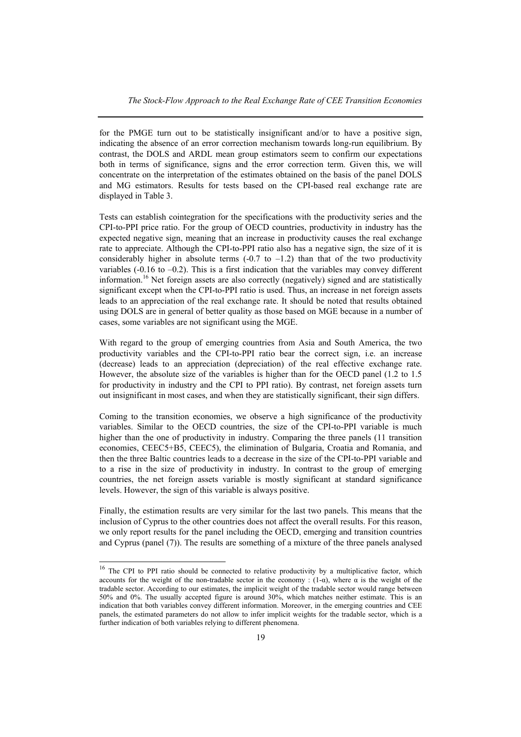for the PMGE turn out to be statistically insignificant and/or to have a positive sign, indicating the absence of an error correction mechanism towards long-run equilibrium. By contrast, the DOLS and ARDL mean group estimators seem to confirm our expectations both in terms of significance, signs and the error correction term. Given this, we will concentrate on the interpretation of the estimates obtained on the basis of the panel DOLS and MG estimators. Results for tests based on the CPI-based real exchange rate are displayed in Table 3.

Tests can establish cointegration for the specifications with the productivity series and the CPI-to-PPI price ratio. For the group of OECD countries, productivity in industry has the expected negative sign, meaning that an increase in productivity causes the real exchange rate to appreciate. Although the CPI-to-PPI ratio also has a negative sign, the size of it is considerably higher in absolute terms (-0.7 to –1.2) than that of the two productivity variables (-0.16 to –0.2). This is a first indication that the variables may convey different information.[16] Net foreign assets are also correctly (negatively) signed and are statistically significant except when the CPI-to-PPI ratio is used. Thus, an increase in net foreign assets leads to an appreciation of the real exchange rate. It should be noted that results obtained using DOLS are in general of better quality as those based on MGE because in a number of cases, some variables are not significant using the MGE.

With regard to the group of emerging countries from Asia and South America, the two productivity variables and the CPI-to-PPI ratio bear the correct sign, i.e. an increase (decrease) leads to an appreciation (depreciation) of the real effective exchange rate. However, the absolute size of the variables is higher than for the OECD panel (1.2 to 1.5 for productivity in industry and the CPI to PPI ratio). By contrast, net foreign assets turn out insignificant in most cases, and when they are statistically significant, their sign differs.

Coming to the transition economies, we observe a high significance of the productivity variables. Similar to the OECD countries, the size of the CPI-to-PPI variable is much higher than the one of productivity in industry. Comparing the three panels (11 transition economies, CEEC5+B5, CEEC5), the elimination of Bulgaria, Croatia and Romania, and then the three Baltic countries leads to a decrease in the size of the CPI-to-PPI variable and to a rise in the size of productivity in industry. In contrast to the group of emerging countries, the net foreign assets variable is mostly significant at standard significance levels. However, the sign of this variable is always positive.

Finally, the estimation results are very similar for the last two panels. This means that the inclusion of Cyprus to the other countries does not affect the overall results. For this reason, we only report results for the panel including the OECD, emerging and transition countries and Cyprus (panel (7)). The results are something of a mixture of the three panels analysed

---

[16] The CPI to PPI ratio should be connected to relative productivity by a multiplicative factor, which accounts for the weight of the non-tradable sector in the economy : (1-$\alpha$), where $\alpha$ is the weight of the tradable sector. According to our estimates, the implicit weight of the tradable sector would range between 50% and 0%. The usually accepted figure is around 30%, which matches neither estimate. This is an indication that both variables convey different information. Moreover, in the emerging countries and CEE panels, the estimated parameters do not allow to infer implicit weights for the tradable sector, which is a further indication of both variables relying to different phenomena.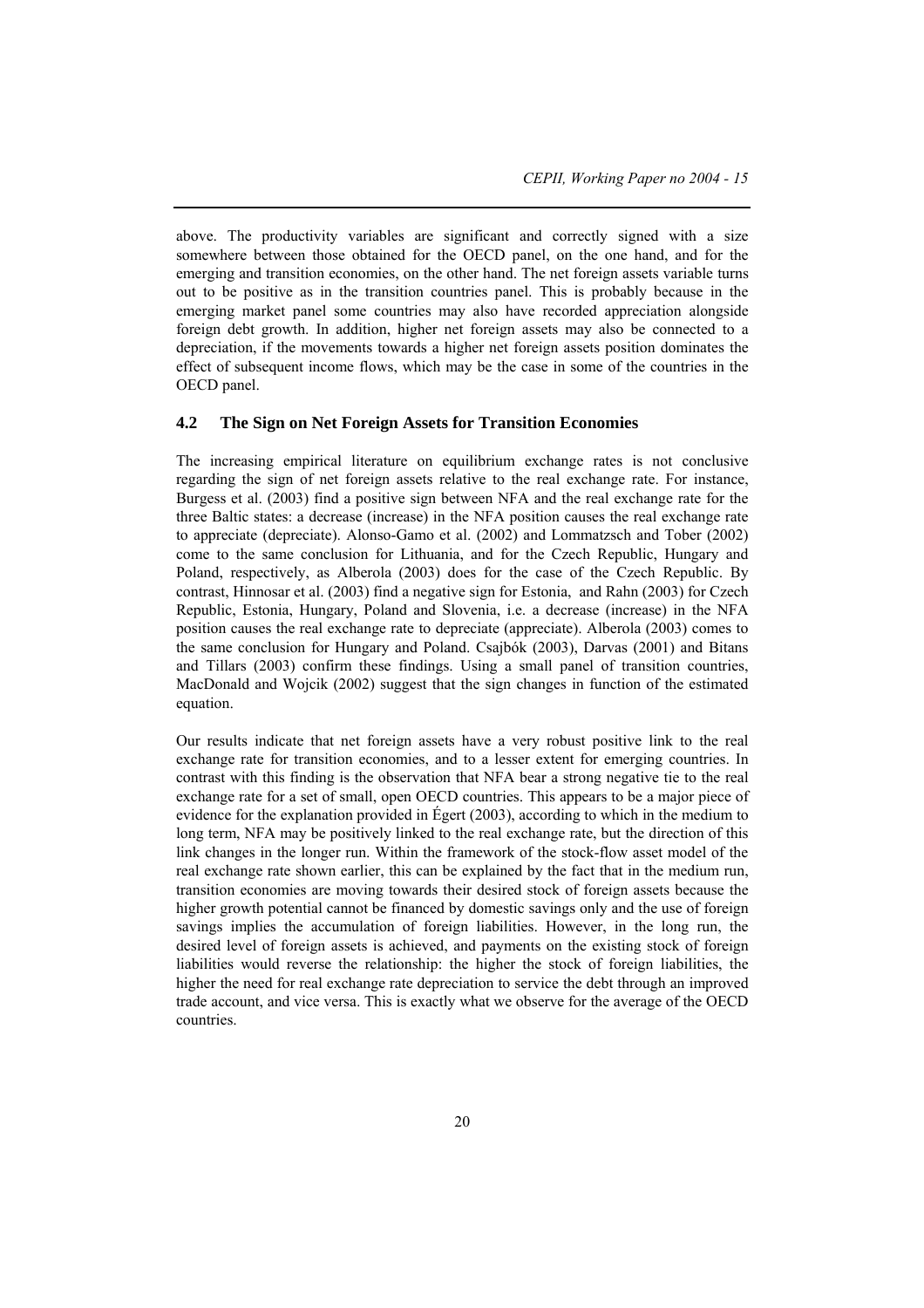above. The productivity variables are significant and correctly signed with a size somewhere between those obtained for the OECD panel, on the one hand, and for the emerging and transition economies, on the other hand. The net foreign assets variable turns out to be positive as in the transition countries panel. This is probably because in the emerging market panel some countries may also have recorded appreciation alongside foreign debt growth. In addition, higher net foreign assets may also be connected to a depreciation, if the movements towards a higher net foreign assets position dominates the effect of subsequent income flows, which may be the case in some of the countries in the OECD panel.

## 4.2 The Sign on Net Foreign Assets for Transition Economies

The increasing empirical literature on equilibrium exchange rates is not conclusive regarding the sign of net foreign assets relative to the real exchange rate. For instance, Burgess et al. (2003) find a positive sign between NFA and the real exchange rate for the three Baltic states: a decrease (increase) in the NFA position causes the real exchange rate to appreciate (depreciate). Alonso-Gamo et al. (2002) and Lommatzsch and Tober (2002) come to the same conclusion for Lithuania, and for the Czech Republic, Hungary and Poland, respectively, as Alberola (2003) does for the case of the Czech Republic. By contrast, Hinnosar et al. (2003) find a negative sign for Estonia, and Rahn (2003) for Czech Republic, Estonia, Hungary, Poland and Slovenia, i.e. a decrease (increase) in the NFA position causes the real exchange rate to depreciate (appreciate). Alberola (2003) comes to the same conclusion for Hungary and Poland. Csajbók (2003), Darvas (2001) and Bitans and Tillars (2003) confirm these findings. Using a small panel of transition countries, MacDonald and Wojcik (2002) suggest that the sign changes in function of the estimated equation.

Our results indicate that net foreign assets have a very robust positive link to the real exchange rate for transition economies, and to a lesser extent for emerging countries. In contrast with this finding is the observation that NFA bear a strong negative tie to the real exchange rate for a set of small, open OECD countries. This appears to be a major piece of evidence for the explanation provided in Égert (2003), according to which in the medium to long term, NFA may be positively linked to the real exchange rate, but the direction of this link changes in the longer run. Within the framework of the stock-flow asset model of the real exchange rate shown earlier, this can be explained by the fact that in the medium run, transition economies are moving towards their desired stock of foreign assets because the higher growth potential cannot be financed by domestic savings only and the use of foreign savings implies the accumulation of foreign liabilities. However, in the long run, the desired level of foreign assets is achieved, and payments on the existing stock of foreign liabilities would reverse the relationship: the higher the stock of foreign liabilities, the higher the need for real exchange rate depreciation to service the debt through an improved trade account, and vice versa. This is exactly what we observe for the average of the OECD countries.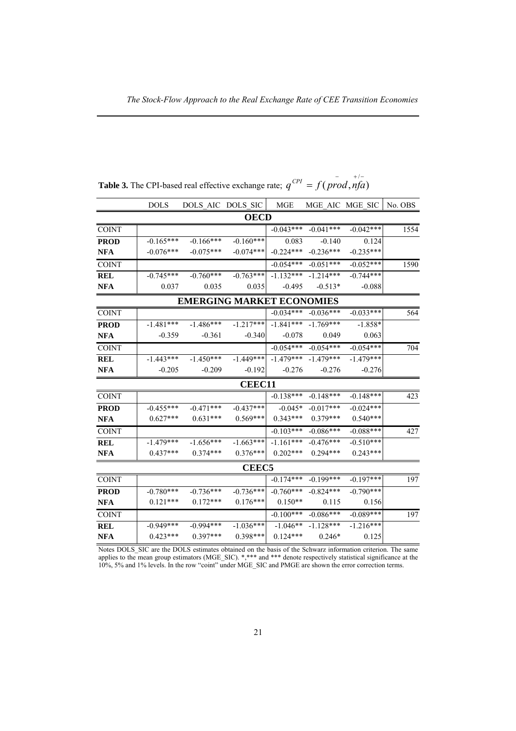**Table 3.** The CPI-based real effective exchange rate; $q^{CPI} = f(\overset{-}{prod}, \overset{+/-}{nfa})$

| | DOLS | DOLS_AIC | DOLS_SIC | MGE | MGE_AIC | MGE_SIC | No. OBS |
|---|---|---|---|---|---|---|---|
| | | | **OECD** | | | | |
| COINT | | | | -0.043*** | -0.041*** | -0.042*** | 1554 |
| **PROD** | -0.165*** | -0.166*** | -0.160*** | 0.083 | -0.140 | 0.124 | |
| **NFA** | -0.076*** | -0.075*** | -0.074*** | -0.224*** | -0.236*** | -0.235*** | |
| COINT | | | | -0.054*** | -0.051*** | -0.052*** | 1590 |
| **REL** | -0.745*** | -0.760*** | -0.763*** | -1.132*** | -1.214*** | -0.744*** | |
| **NFA** | 0.037 | 0.035 | 0.035 | -0.495 | -0.513* | -0.088 | |
| | | | **EMERGING MARKET ECONOMIES** | | | | |
| COINT | | | | -0.034*** | -0.036*** | -0.033*** | 564 |
| **PROD** | -1.481*** | -1.486*** | -1.217*** | -1.841*** | -1.769*** | -1.858* | |
| **NFA** | -0.359 | -0.361 | -0.340 | -0.078 | 0.049 | 0.063 | |
| COINT | | | | -0.054*** | -0.054*** | -0.054*** | 704 |
| **REL** | -1.443*** | -1.450*** | -1.449*** | -1.479*** | -1.479*** | -1.479*** | |
| **NFA** | -0.205 | -0.209 | -0.192 | -0.276 | -0.276 | -0.276 | |
| | | | **CEEC11** | | | | |
| COINT | | | | -0.138*** | -0.148*** | -0.148*** | 423 |
| **PROD** | -0.455*** | -0.471*** | -0.437*** | -0.045* | -0.017*** | -0.024*** | |
| **NFA** | 0.627*** | 0.631*** | 0.569*** | 0.343*** | 0.379*** | 0.540*** | |
| COINT | | | | -0.103*** | -0.086*** | -0.088*** | 427 |
| **REL** | -1.479*** | -1.656*** | -1.663*** | -1.161*** | -0.476*** | -0.510*** | |
| **NFA** | 0.437*** | 0.374*** | 0.376*** | 0.202*** | 0.294*** | 0.243*** | |
| | | | **CEEC5** | | | | |
| COINT | | | | -0.174*** | -0.199*** | -0.197*** | 197 |
| **PROD** | -0.780*** | -0.736*** | -0.736*** | -0.760*** | -0.824*** | -0.790*** | |
| **NFA** | 0.121*** | 0.172*** | 0.176*** | 0.150** | 0.115 | 0.156 | |
| COINT | | | | -0.100*** | -0.086*** | -0.089*** | 197 |
| **REL** | -0.949*** | -0.994*** | -1.036*** | -1.046** | -1.128*** | -1.216*** | |
| **NFA** | 0.423*** | 0.397*** | 0.398*** | 0.124*** | 0.246* | 0.125 | |

Notes DOLS_SIC are the DOLS estimates obtained on the basis of the Schwarz information criterion. The same applies to the mean group estimators (MGE_SIC). *,*** and *** denote respectively statistical significance at the 10%, 5% and 1% levels. In the row "coint" under MGE_SIC and PMGE are shown the error correction terms.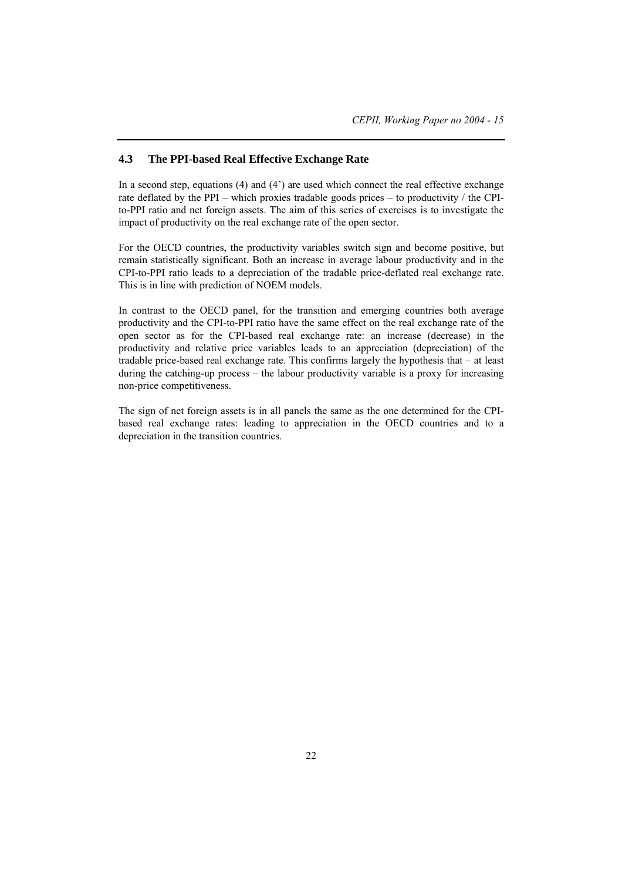### 4.3 The PPI-based Real Effective Exchange Rate

In a second step, equations (4) and (4') are used which connect the real effective exchange rate deflated by the PPI – which proxies tradable goods prices – to productivity / the CPI-to-PPI ratio and net foreign assets. The aim of this series of exercises is to investigate the impact of productivity on the real exchange rate of the open sector.

For the OECD countries, the productivity variables switch sign and become positive, but remain statistically significant. Both an increase in average labour productivity and in the CPI-to-PPI ratio leads to a depreciation of the tradable price-deflated real exchange rate. This is in line with prediction of NOEM models.

In contrast to the OECD panel, for the transition and emerging countries both average productivity and the CPI-to-PPI ratio have the same effect on the real exchange rate of the open sector as for the CPI-based real exchange rate: an increase (decrease) in the productivity and relative price variables leads to an appreciation (depreciation) of the tradable price-based real exchange rate. This confirms largely the hypothesis that – at least during the catching-up process – the labour productivity variable is a proxy for increasing non-price competitiveness.

The sign of net foreign assets is in all panels the same as the one determined for the CPI-based real exchange rates: leading to appreciation in the OECD countries and to a depreciation in the transition countries.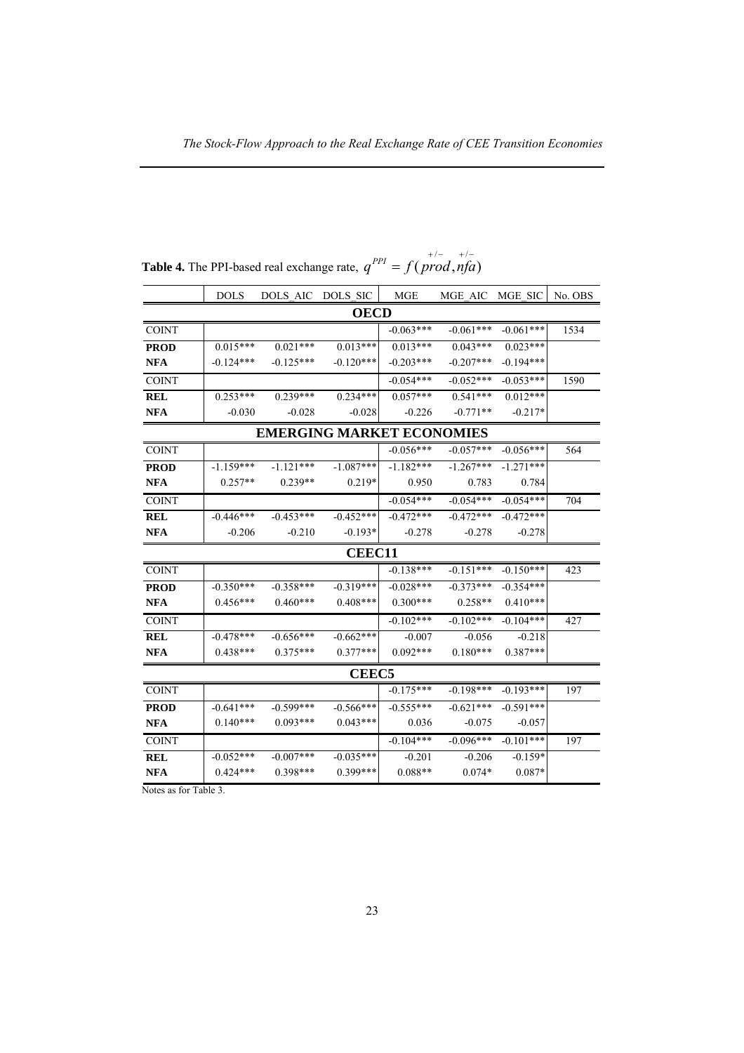**Table 4.** The PPI-based real exchange rate, $q^{PPI} = f(\overset{+/-}{prod}, \overset{+/-}{nfa})$

| | DOLS | DOLS_AIC | DOLS_SIC | MGE | MGE_AIC | MGE_SIC | No. OBS |
|---|---|---|---|---|---|---|---|
| **OECD** | | | | | | | |
| COINT | | | | -0.063*** | -0.061*** | -0.061*** | 1534 |
| **PROD** | 0.015*** | 0.021*** | 0.013*** | 0.013*** | 0.043*** | 0.023*** | |
| **NFA** | -0.124*** | -0.125*** | -0.120*** | -0.203*** | -0.207*** | -0.194*** | |
| COINT | | | | -0.054*** | -0.052*** | -0.053*** | 1590 |
| **REL** | 0.253*** | 0.239*** | 0.234*** | 0.057*** | 0.541*** | 0.012*** | |
| **NFA** | -0.030 | -0.028 | -0.028 | -0.226 | -0.771** | -0.217* | |
| **EMERGING MARKET ECONOMIES** | | | | | | | |
| COINT | | | | -0.056*** | -0.057*** | -0.056*** | 564 |
| **PROD** | -1.159*** | -1.121*** | -1.087*** | -1.182*** | -1.267*** | -1.271*** | |
| **NFA** | 0.257** | 0.239** | 0.219* | 0.950 | 0.783 | 0.784 | |
| COINT | | | | -0.054*** | -0.054*** | -0.054*** | 704 |
| **REL** | -0.446*** | -0.453*** | -0.452*** | -0.472*** | -0.472*** | -0.472*** | |
| **NFA** | -0.206 | -0.210 | -0.193* | -0.278 | -0.278 | -0.278 | |
| **CEEC11** | | | | | | | |
| COINT | | | | -0.138*** | -0.151*** | -0.150*** | 423 |
| **PROD** | -0.350*** | -0.358*** | -0.319*** | -0.028*** | -0.373*** | -0.354*** | |
| **NFA** | 0.456*** | 0.460*** | 0.408*** | 0.300*** | 0.258** | 0.410*** | |
| COINT | | | | -0.102*** | -0.102*** | -0.104*** | 427 |
| **REL** | -0.478*** | -0.656*** | -0.662*** | -0.007 | -0.056 | -0.218 | |
| **NFA** | 0.438*** | 0.375*** | 0.377*** | 0.092*** | 0.180*** | 0.387*** | |
| **CEEC5** | | | | | | | |
| COINT | | | | -0.175*** | -0.198*** | -0.193*** | 197 |
| **PROD** | -0.641*** | -0.599*** | -0.566*** | -0.555*** | -0.621*** | -0.591*** | |
| **NFA** | 0.140*** | 0.093*** | 0.043*** | 0.036 | -0.075 | -0.057 | |
| COINT | | | | -0.104*** | -0.096*** | -0.101*** | 197 |
| **REL** | -0.052*** | -0.007*** | -0.035*** | -0.201 | -0.206 | -0.159* | |
| **NFA** | 0.424*** | 0.398*** | 0.399*** | 0.088** | 0.074* | 0.087* | |

Notes as for Table 3.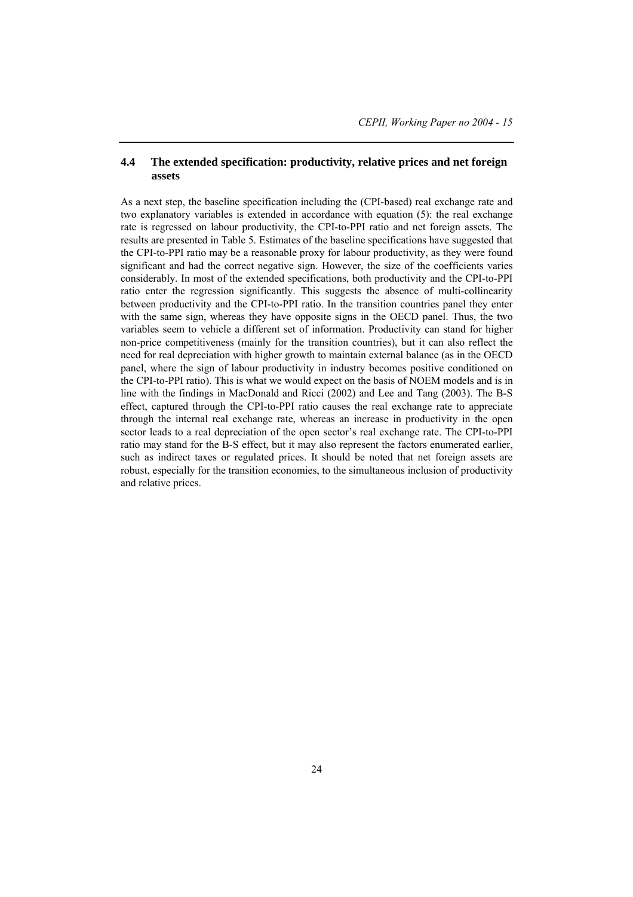### 4.4 The extended specification: productivity, relative prices and net foreign assets

As a next step, the baseline specification including the (CPI-based) real exchange rate and two explanatory variables is extended in accordance with equation (5): the real exchange rate is regressed on labour productivity, the CPI-to-PPI ratio and net foreign assets. The results are presented in Table 5. Estimates of the baseline specifications have suggested that the CPI-to-PPI ratio may be a reasonable proxy for labour productivity, as they were found significant and had the correct negative sign. However, the size of the coefficients varies considerably. In most of the extended specifications, both productivity and the CPI-to-PPI ratio enter the regression significantly. This suggests the absence of multi-collinearity between productivity and the CPI-to-PPI ratio. In the transition countries panel they enter with the same sign, whereas they have opposite signs in the OECD panel. Thus, the two variables seem to vehicle a different set of information. Productivity can stand for higher non-price competitiveness (mainly for the transition countries), but it can also reflect the need for real depreciation with higher growth to maintain external balance (as in the OECD panel, where the sign of labour productivity in industry becomes positive conditioned on the CPI-to-PPI ratio). This is what we would expect on the basis of NOEM models and is in line with the findings in MacDonald and Ricci (2002) and Lee and Tang (2003). The B-S effect, captured through the CPI-to-PPI ratio causes the real exchange rate to appreciate through the internal real exchange rate, whereas an increase in productivity in the open sector leads to a real depreciation of the open sector's real exchange rate. The CPI-to-PPI ratio may stand for the B-S effect, but it may also represent the factors enumerated earlier, such as indirect taxes or regulated prices. It should be noted that net foreign assets are robust, especially for the transition economies, to the simultaneous inclusion of productivity and relative prices.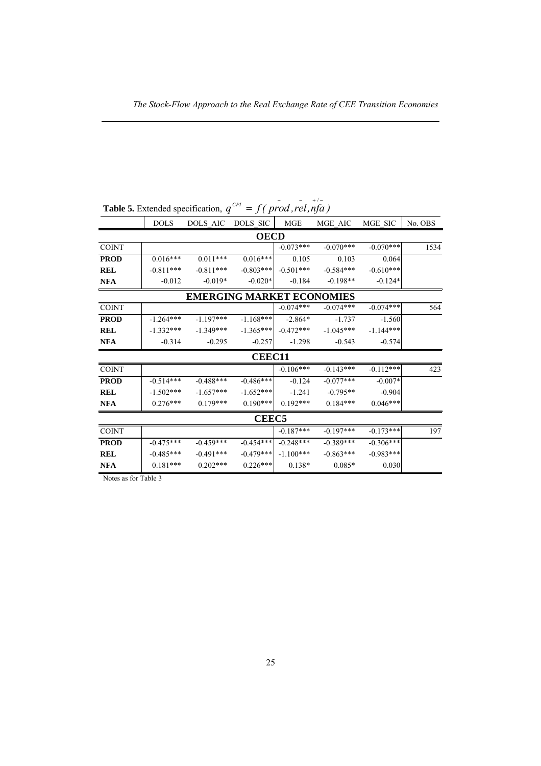**Table 5.** Extended specification, $q^{CPI} = f(\overset{-}{prod}, \overset{-}{rel}, \overset{+/-}{nfa})$

| | DOLS | DOLS_AIC | DOLS_SIC | MGE | MGE_AIC | MGE_SIC | No. OBS |
|---|---|---|---|---|---|---|---|
| | | | **OECD** | | | | |
| COINT | | | | -0.073*** | -0.070*** | -0.070*** | 1534 |
| **PROD** | 0.016*** | 0.011*** | 0.016*** | 0.105 | 0.103 | 0.064 | |
| **REL** | -0.811*** | -0.811*** | -0.803*** | -0.501*** | -0.584*** | -0.610*** | |
| **NFA** | -0.012 | -0.019* | -0.020* | -0.184 | -0.198** | -0.124* | |
| | | | **EMERGING MARKET ECONOMIES** | | | | |
| COINT | | | | -0.074*** | -0.074*** | -0.074*** | 564 |
| **PROD** | -1.264*** | -1.197*** | -1.168*** | -2.864* | -1.737 | -1.560 | |
| **REL** | -1.332*** | -1.349*** | -1.365*** | -0.472*** | -1.045*** | -1.144*** | |
| **NFA** | -0.314 | -0.295 | -0.257 | -1.298 | -0.543 | -0.574 | |
| | | | **CEEC11** | | | | |
| COINT | | | | -0.106*** | -0.143*** | -0.112*** | 423 |
| **PROD** | -0.514*** | -0.488*** | -0.486*** | -0.124 | -0.077*** | -0.007* | |
| **REL** | -1.502*** | -1.657*** | -1.652*** | -1.241 | -0.795** | -0.904 | |
| **NFA** | 0.276*** | 0.179*** | 0.190*** | 0.192*** | 0.184*** | 0.046*** | |
| | | | **CEEC5** | | | | |
| COINT | | | | -0.187*** | -0.197*** | -0.173*** | 197 |
| **PROD** | -0.475*** | -0.459*** | -0.454*** | -0.248*** | -0.389*** | -0.306*** | |
| **REL** | -0.485*** | -0.491*** | -0.479*** | -1.100*** | -0.863*** | -0.983*** | |
| **NFA** | 0.181*** | 0.202*** | 0.226*** | 0.138* | 0.085* | 0.030 | |

Notes as for Table 3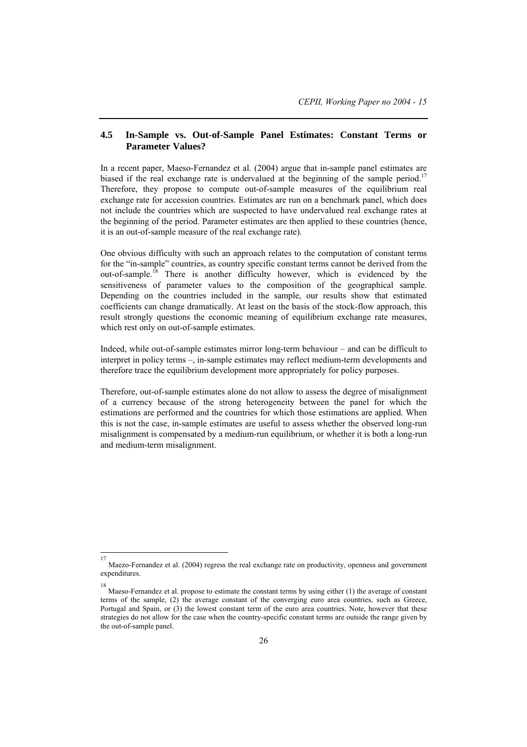## 4.5 In-Sample vs. Out-of-Sample Panel Estimates: Constant Terms or Parameter Values?

In a recent paper, Maeso-Fernandez et al. (2004) argue that in-sample panel estimates are biased if the real exchange rate is undervalued at the beginning of the sample period.[17] Therefore, they propose to compute out-of-sample measures of the equilibrium real exchange rate for accession countries. Estimates are run on a benchmark panel, which does not include the countries which are suspected to have undervalued real exchange rates at the beginning of the period. Parameter estimates are then applied to these countries (hence, it is an out-of-sample measure of the real exchange rate).

One obvious difficulty with such an approach relates to the computation of constant terms for the "in-sample" countries, as country specific constant terms cannot be derived from the out-of-sample.[18] There is another difficulty however, which is evidenced by the sensitiveness of parameter values to the composition of the geographical sample. Depending on the countries included in the sample, our results show that estimated coefficients can change dramatically. At least on the basis of the stock-flow approach, this result strongly questions the economic meaning of equilibrium exchange rate measures, which rest only on out-of-sample estimates.

Indeed, while out-of-sample estimates mirror long-term behaviour – and can be difficult to interpret in policy terms –, in-sample estimates may reflect medium-term developments and therefore trace the equilibrium development more appropriately for policy purposes.

Therefore, out-of-sample estimates alone do not allow to assess the degree of misalignment of a currency because of the strong heterogeneity between the panel for which the estimations are performed and the countries for which those estimations are applied. When this is not the case, in-sample estimates are useful to assess whether the observed long-run misalignment is compensated by a medium-run equilibrium, or whether it is both a long-run and medium-term misalignment.

---

[17] Maezo-Fernandez et al. (2004) regress the real exchange rate on productivity, openness and government expenditures.

[18] Maeso-Fernandez et al. propose to estimate the constant terms by using either (1) the average of constant terms of the sample, (2) the average constant of the converging euro area countries, such as Greece, Portugal and Spain, or (3) the lowest constant term of the euro area countries. Note, however that these strategies do not allow for the case when the country-specific constant terms are outside the range given by the out-of-sample panel.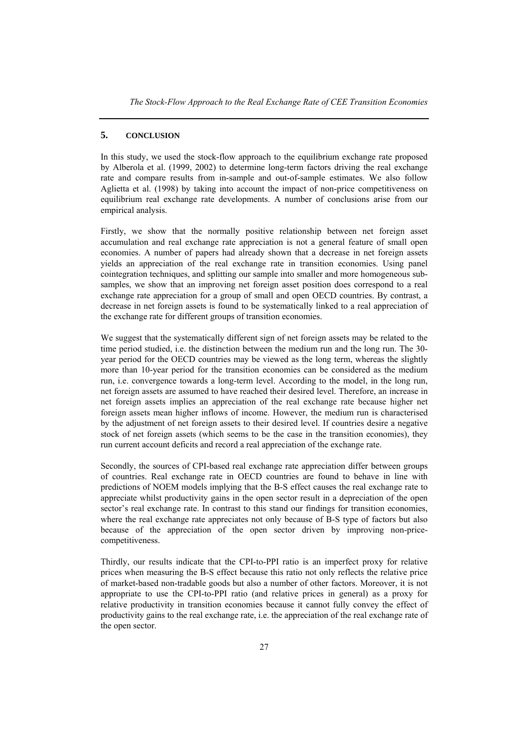## 5. CONCLUSION

In this study, we used the stock-flow approach to the equilibrium exchange rate proposed by Alberola et al. (1999, 2002) to determine long-term factors driving the real exchange rate and compare results from in-sample and out-of-sample estimates. We also follow Aglietta et al. (1998) by taking into account the impact of non-price competitiveness on equilibrium real exchange rate developments. A number of conclusions arise from our empirical analysis.

Firstly, we show that the normally positive relationship between net foreign asset accumulation and real exchange rate appreciation is not a general feature of small open economies. A number of papers had already shown that a decrease in net foreign assets yields an appreciation of the real exchange rate in transition economies. Using panel cointegration techniques, and splitting our sample into smaller and more homogeneous sub-samples, we show that an improving net foreign asset position does correspond to a real exchange rate appreciation for a group of small and open OECD countries. By contrast, a decrease in net foreign assets is found to be systematically linked to a real appreciation of the exchange rate for different groups of transition economies.

We suggest that the systematically different sign of net foreign assets may be related to the time period studied, i.e. the distinction between the medium run and the long run. The 30-year period for the OECD countries may be viewed as the long term, whereas the slightly more than 10-year period for the transition economies can be considered as the medium run, i.e. convergence towards a long-term level. According to the model, in the long run, net foreign assets are assumed to have reached their desired level. Therefore, an increase in net foreign assets implies an appreciation of the real exchange rate because higher net foreign assets mean higher inflows of income. However, the medium run is characterised by the adjustment of net foreign assets to their desired level. If countries desire a negative stock of net foreign assets (which seems to be the case in the transition economies), they run current account deficits and record a real appreciation of the exchange rate.

Secondly, the sources of CPI-based real exchange rate appreciation differ between groups of countries. Real exchange rate in OECD countries are found to behave in line with predictions of NOEM models implying that the B-S effect causes the real exchange rate to appreciate whilst productivity gains in the open sector result in a depreciation of the open sector's real exchange rate. In contrast to this stand our findings for transition economies, where the real exchange rate appreciates not only because of B-S type of factors but also because of the appreciation of the open sector driven by improving non-price-competitiveness.

Thirdly, our results indicate that the CPI-to-PPI ratio is an imperfect proxy for relative prices when measuring the B-S effect because this ratio not only reflects the relative price of market-based non-tradable goods but also a number of other factors. Moreover, it is not appropriate to use the CPI-to-PPI ratio (and relative prices in general) as a proxy for relative productivity in transition economies because it cannot fully convey the effect of productivity gains to the real exchange rate, i.e. the appreciation of the real exchange rate of the open sector.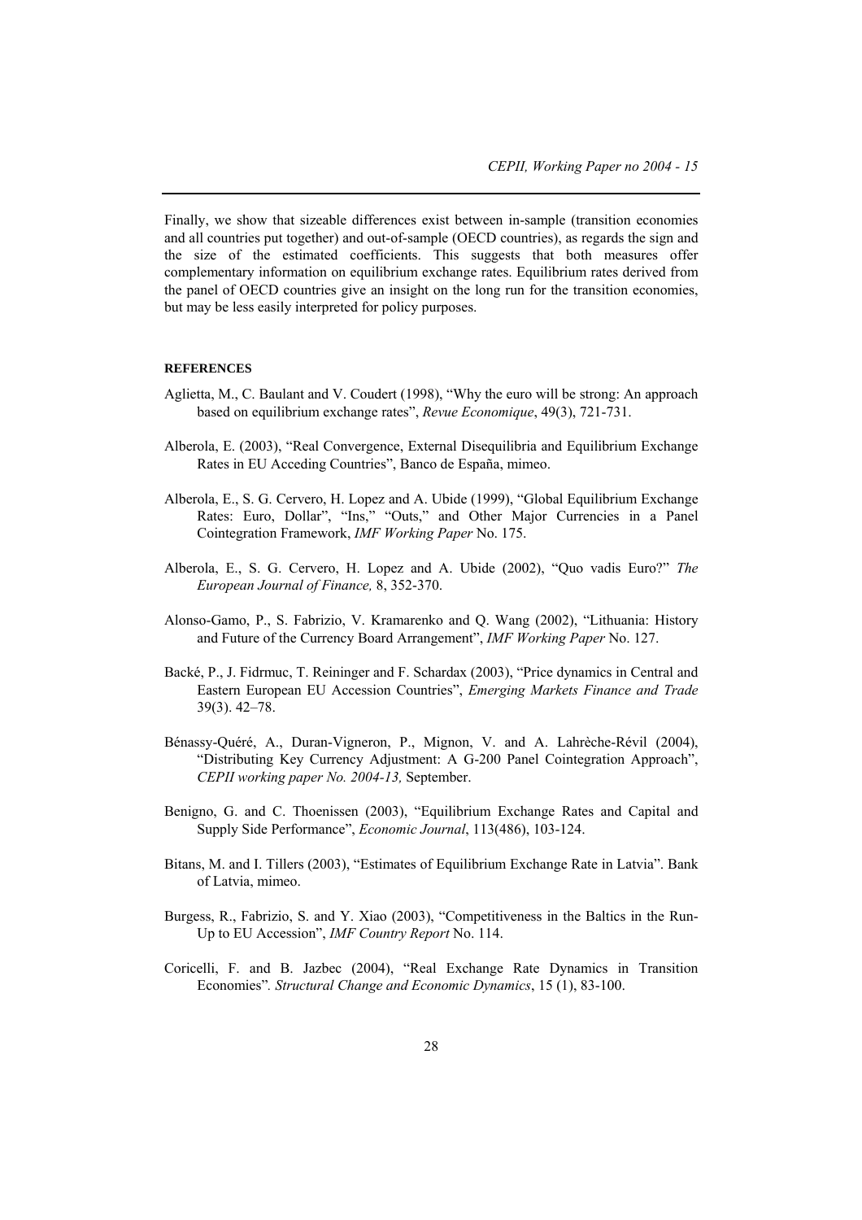Finally, we show that sizeable differences exist between in-sample (transition economies and all countries put together) and out-of-sample (OECD countries), as regards the sign and the size of the estimated coefficients. This suggests that both measures offer complementary information on equilibrium exchange rates. Equilibrium rates derived from the panel of OECD countries give an insight on the long run for the transition economies, but may be less easily interpreted for policy purposes.

**REFERENCES**

Aglietta, M., C. Baulant and V. Coudert (1998), "Why the euro will be strong: An approach based on equilibrium exchange rates", *Revue Economique*, 49(3), 721-731.

Alberola, E. (2003), "Real Convergence, External Disequilibria and Equilibrium Exchange Rates in EU Acceding Countries", Banco de España, mimeo.

Alberola, E., S. G. Cervero, H. Lopez and A. Ubide (1999), "Global Equilibrium Exchange Rates: Euro, Dollar", "Ins," "Outs," and Other Major Currencies in a Panel Cointegration Framework, *IMF Working Paper* No. 175.

Alberola, E., S. G. Cervero, H. Lopez and A. Ubide (2002), "Quo vadis Euro?" *The European Journal of Finance,* 8, 352-370.

Alonso-Gamo, P., S. Fabrizio, V. Kramarenko and Q. Wang (2002), "Lithuania: History and Future of the Currency Board Arrangement", *IMF Working Paper* No. 127.

Backé, P., J. Fidrmuc, T. Reininger and F. Schardax (2003), "Price dynamics in Central and Eastern European EU Accession Countries", *Emerging Markets Finance and Trade* 39(3). 42–78.

Bénassy-Quéré, A., Duran-Vigneron, P., Mignon, V. and A. Lahrèche-Révil (2004), "Distributing Key Currency Adjustment: A G-200 Panel Cointegration Approach", *CEPII working paper No. 2004-13,* September.

Benigno, G. and C. Thoenissen (2003), "Equilibrium Exchange Rates and Capital and Supply Side Performance", *Economic Journal*, 113(486), 103-124.

Bitans, M. and I. Tillers (2003), "Estimates of Equilibrium Exchange Rate in Latvia". Bank of Latvia, mimeo.

Burgess, R., Fabrizio, S. and Y. Xiao (2003), "Competitiveness in the Baltics in the Run-Up to EU Accession", *IMF Country Report* No. 114.

Coricelli, F. and B. Jazbec (2004), "Real Exchange Rate Dynamics in Transition Economies"*. Structural Change and Economic Dynamics*, 15 (1), 83-100.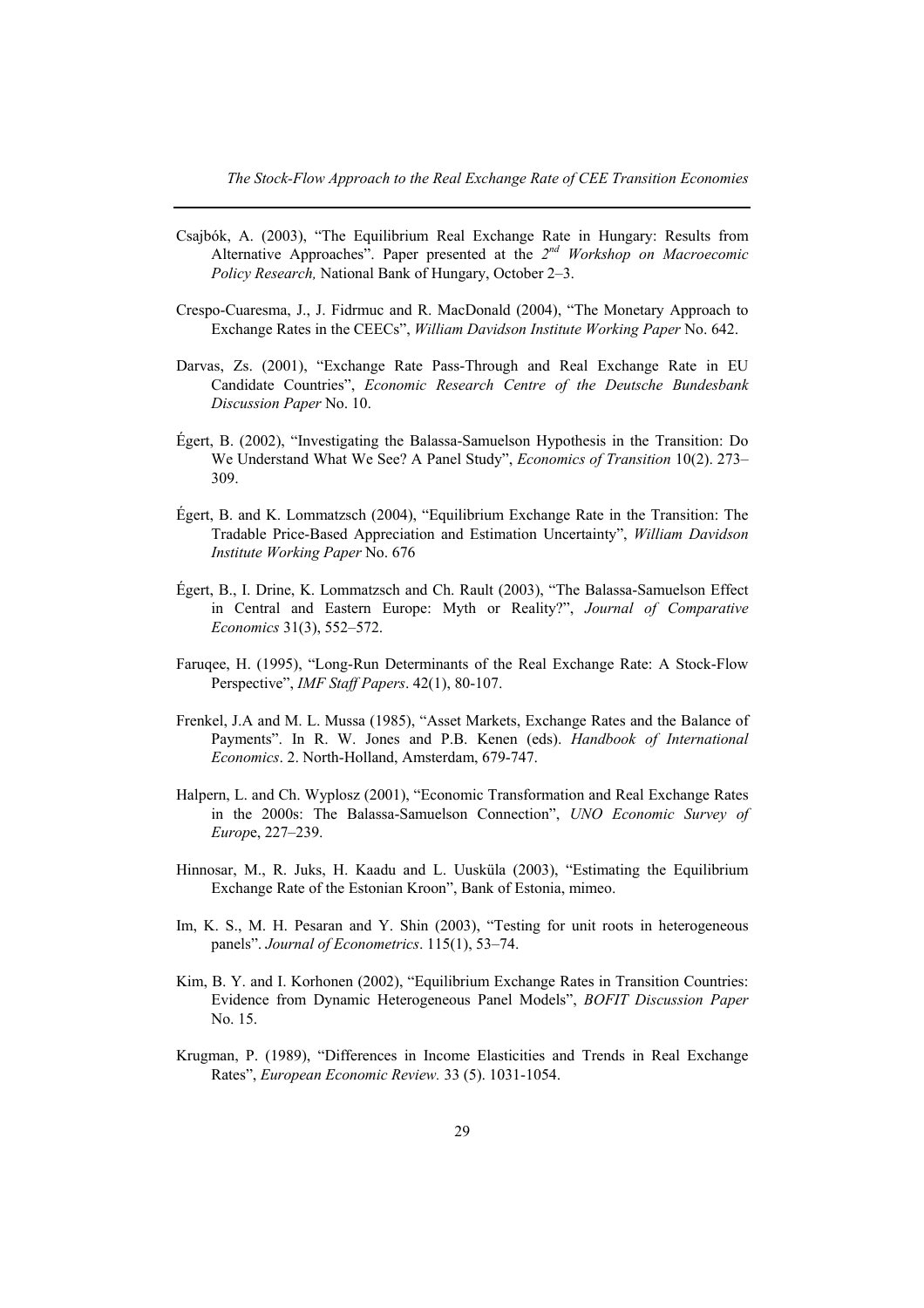Csajbók, A. (2003), "The Equilibrium Real Exchange Rate in Hungary: Results from Alternative Approaches". Paper presented at the *2nd Workshop on Macroecomic Policy Research,* National Bank of Hungary, October 2–3.

Crespo-Cuaresma, J., J. Fidrmuc and R. MacDonald (2004), "The Monetary Approach to Exchange Rates in the CEECs", *William Davidson Institute Working Paper* No. 642.

Darvas, Zs. (2001), "Exchange Rate Pass-Through and Real Exchange Rate in EU Candidate Countries", *Economic Research Centre of the Deutsche Bundesbank Discussion Paper* No. 10.

Égert, B. (2002), "Investigating the Balassa-Samuelson Hypothesis in the Transition: Do We Understand What We See? A Panel Study", *Economics of Transition* 10(2). 273–309.

Égert, B. and K. Lommatzsch (2004), "Equilibrium Exchange Rate in the Transition: The Tradable Price-Based Appreciation and Estimation Uncertainty", *William Davidson Institute Working Paper* No. 676

Égert, B., I. Drine, K. Lommatzsch and Ch. Rault (2003), "The Balassa-Samuelson Effect in Central and Eastern Europe: Myth or Reality?", *Journal of Comparative Economics* 31(3), 552–572.

Faruqee, H. (1995), "Long-Run Determinants of the Real Exchange Rate: A Stock-Flow Perspective", *IMF Staff Papers*. 42(1), 80-107.

Frenkel, J.A and M. L. Mussa (1985), "Asset Markets, Exchange Rates and the Balance of Payments". In R. W. Jones and P.B. Kenen (eds). *Handbook of International Economics*. 2. North-Holland, Amsterdam, 679-747.

Halpern, L. and Ch. Wyplosz (2001), "Economic Transformation and Real Exchange Rates in the 2000s: The Balassa-Samuelson Connection", *UNO Economic Survey of Europe*, 227–239.

Hinnosar, M., R. Juks, H. Kaadu and L. Uusküla (2003), "Estimating the Equilibrium Exchange Rate of the Estonian Kroon", Bank of Estonia, mimeo.

Im, K. S., M. H. Pesaran and Y. Shin (2003), "Testing for unit roots in heterogeneous panels". *Journal of Econometrics*. 115(1), 53–74.

Kim, B. Y. and I. Korhonen (2002), "Equilibrium Exchange Rates in Transition Countries: Evidence from Dynamic Heterogeneous Panel Models", *BOFIT Discussion Paper* No. 15.

Krugman, P. (1989), "Differences in Income Elasticities and Trends in Real Exchange Rates", *European Economic Review.* 33 (5). 1031-1054.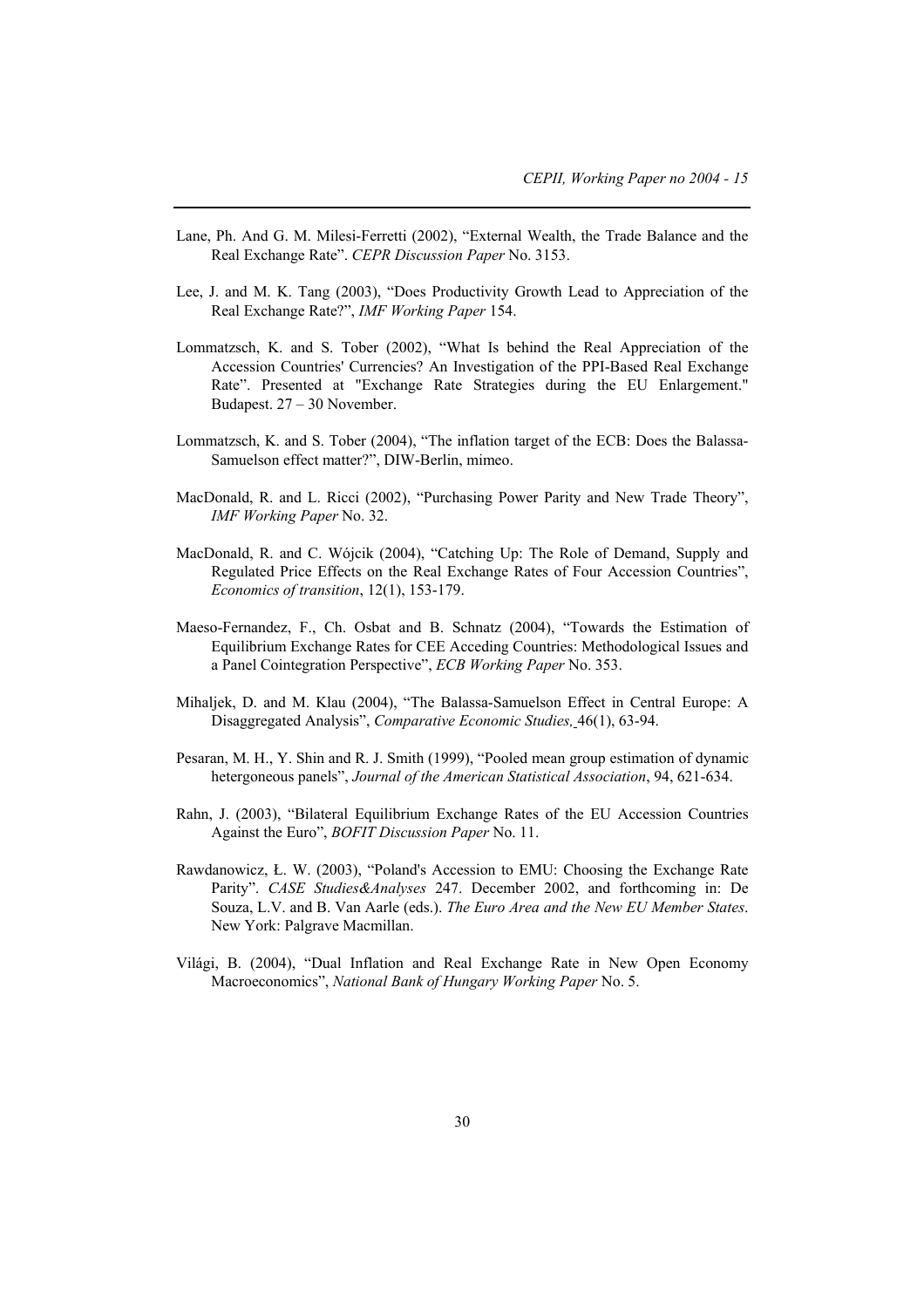Lane, Ph. And G. M. Milesi-Ferretti (2002), "External Wealth, the Trade Balance and the Real Exchange Rate". *CEPR Discussion Paper* No. 3153.

Lee, J. and M. K. Tang (2003), "Does Productivity Growth Lead to Appreciation of the Real Exchange Rate?", *IMF Working Paper* 154.

Lommatzsch, K. and S. Tober (2002), "What Is behind the Real Appreciation of the Accession Countries' Currencies? An Investigation of the PPI-Based Real Exchange Rate". Presented at "Exchange Rate Strategies during the EU Enlargement." Budapest. 27 – 30 November.

Lommatzsch, K. and S. Tober (2004), "The inflation target of the ECB: Does the Balassa-Samuelson effect matter?", DIW-Berlin, mimeo.

MacDonald, R. and L. Ricci (2002), "Purchasing Power Parity and New Trade Theory", *IMF Working Paper* No. 32.

MacDonald, R. and C. Wójcik (2004), "Catching Up: The Role of Demand, Supply and Regulated Price Effects on the Real Exchange Rates of Four Accession Countries", *Economics of transition*, 12(1), 153-179.

Maeso-Fernandez, F., Ch. Osbat and B. Schnatz (2004), "Towards the Estimation of Equilibrium Exchange Rates for CEE Acceding Countries: Methodological Issues and a Panel Cointegration Perspective", *ECB Working Paper* No. 353.

Mihaljek, D. and M. Klau (2004), "The Balassa-Samuelson Effect in Central Europe: A Disaggregated Analysis", *Comparative Economic Studies,* 46(1), 63-94.

Pesaran, M. H., Y. Shin and R. J. Smith (1999), "Pooled mean group estimation of dynamic hetergoneous panels", *Journal of the American Statistical Association*, 94, 621-634.

Rahn, J. (2003), "Bilateral Equilibrium Exchange Rates of the EU Accession Countries Against the Euro", *BOFIT Discussion Paper* No. 11.

Rawdanowicz, Ł. W. (2003), "Poland's Accession to EMU: Choosing the Exchange Rate Parity". *CASE Studies&Analyses* 247. December 2002, and forthcoming in: De Souza, L.V. and B. Van Aarle (eds.). *The Euro Area and the New EU Member States*. New York: Palgrave Macmillan.

Világi, B. (2004), "Dual Inflation and Real Exchange Rate in New Open Economy Macroeconomics", *National Bank of Hungary Working Paper* No. 5.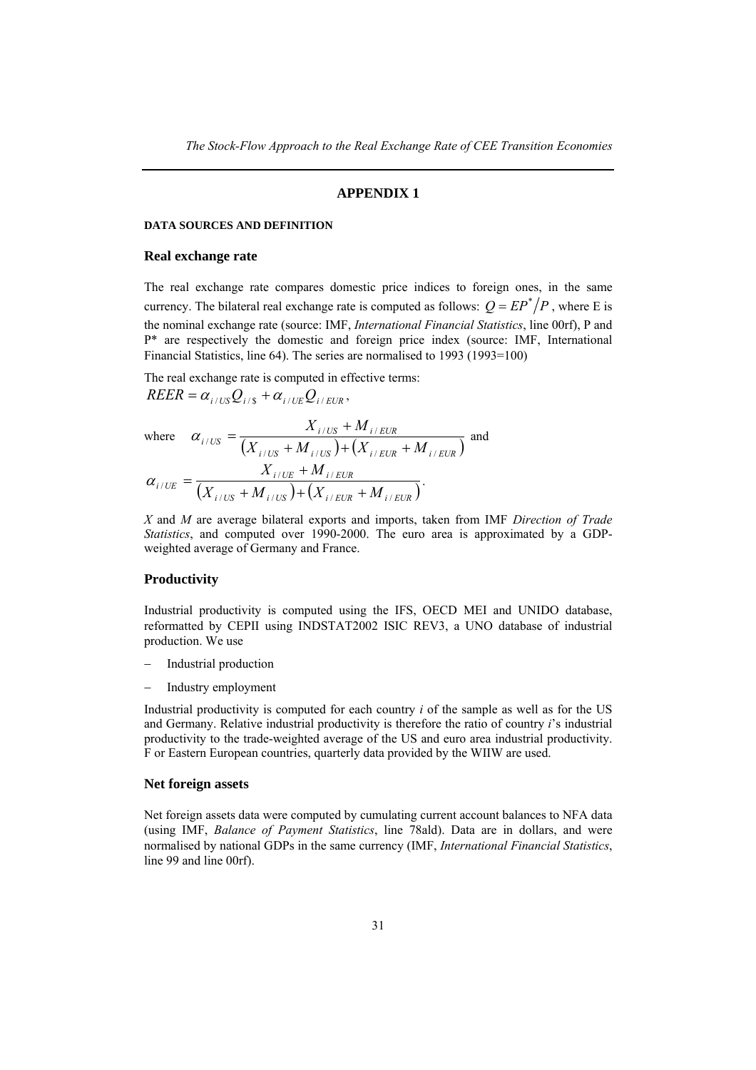## APPENDIX 1

#### DATA SOURCES AND DEFINITION

### Real exchange rate

The real exchange rate compares domestic price indices to foreign ones, in the same currency. The bilateral real exchange rate is computed as follows: $Q = EP^{*}/P$ , where E is the nominal exchange rate (source: IMF, *International Financial Statistics*, line 00rf), P and P* are respectively the domestic and foreign price index (source: IMF, International Financial Statistics, line 64). The series are normalised to 1993 (1993=100)

The real exchange rate is computed in effective terms:

$$REER = \alpha_{i/US} Q_{i/\$} + \alpha_{i/UE} Q_{i/EUR},$$

where $\alpha_{i/US} = \dfrac{X_{i/US} + M_{i/EUR}}{\left(X_{i/US} + M_{i/US}\right) + \left(X_{i/EUR} + M_{i/EUR}\right)}$ and

$$\alpha_{i/UE} = \frac{X_{i/UE} + M_{i/EUR}}{\left(X_{i/US} + M_{i/US}\right) + \left(X_{i/EUR} + M_{i/EUR}\right)}.$$

*X* and *M* are average bilateral exports and imports, taken from IMF *Direction of Trade Statistics*, and computed over 1990-2000. The euro area is approximated by a GDP-weighted average of Germany and France.

### Productivity

Industrial productivity is computed using the IFS, OECD MEI and UNIDO database, reformatted by CEPII using INDSTAT2002 ISIC REV3, a UNO database of industrial production. We use

- Industrial production
- Industry employment

Industrial productivity is computed for each country *i* of the sample as well as for the US and Germany. Relative industrial productivity is therefore the ratio of country *i*'s industrial productivity to the trade-weighted average of the US and euro area industrial productivity. F or Eastern European countries, quarterly data provided by the WIIW are used.

### Net foreign assets

Net foreign assets data were computed by cumulating current account balances to NFA data (using IMF, *Balance of Payment Statistics*, line 78ald). Data are in dollars, and were normalised by national GDPs in the same currency (IMF, *International Financial Statistics*, line 99 and line 00rf).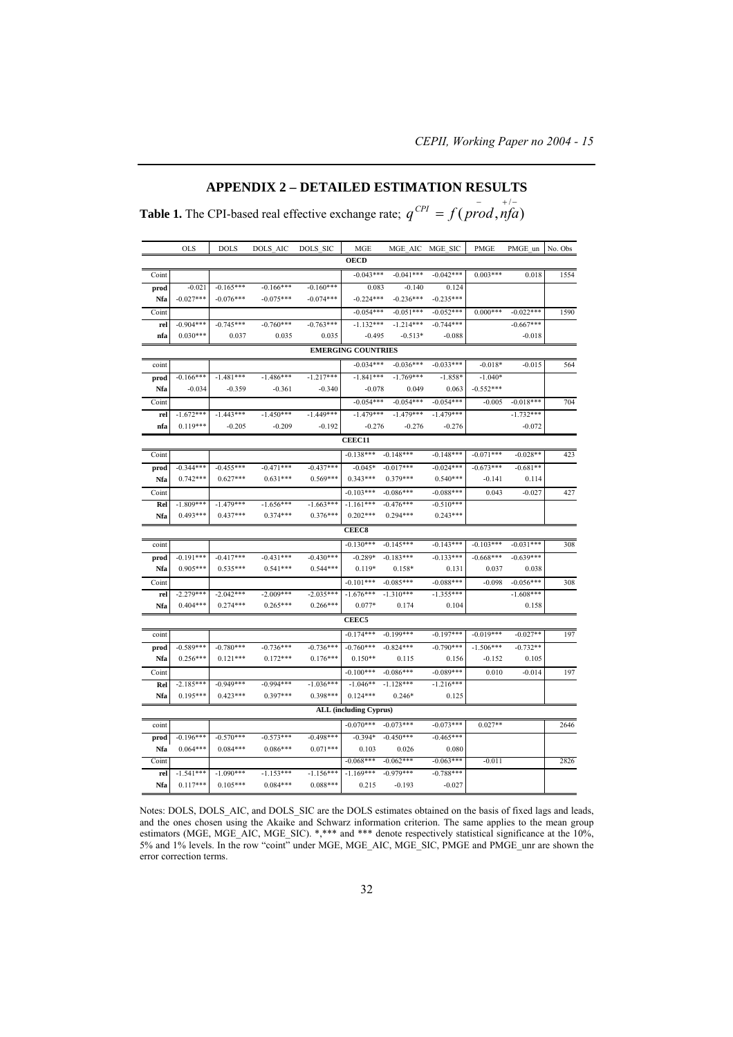## APPENDIX 2 – DETAILED ESTIMATION RESULTS

**Table 1.** The CPI-based real effective exchange rate; $q^{CPI} = f(\overset{-}{prod}, \overset{+/-}{nfa})$

| | OLS | DOLS | DOLS_AIC | DOLS_SIC | MGE | MGE_AIC | MGE_SIC | PMGE | PMGE_un | No. Obs |
|---|---|---|---|---|---|---|---|---|---|---|
| **OECD** | | | | | | | | | | |
| Coint | | | | | -0.043*** | -0.041*** | -0.042*** | 0.003*** | 0.018 | 1554 |
| **prod** | -0.021 | -0.165*** | -0.166*** | -0.160*** | 0.083 | -0.140 | 0.124 | | | |
| **Nfa** | -0.027*** | -0.076*** | -0.075*** | -0.074*** | -0.224*** | -0.236*** | -0.235*** | | | |
| Coint | | | | | -0.054*** | -0.051*** | -0.052*** | 0.000*** | -0.022*** | 1590 |
| **rel** | -0.904*** | -0.745*** | -0.760*** | -0.763*** | -1.132*** | -1.214*** | -0.744*** | | -0.667*** | |
| **nfa** | 0.030*** | 0.037 | 0.035 | 0.035 | -0.495 | -0.513* | -0.088 | | -0.018 | |
| **EMERGING COUNTRIES** | | | | | | | | | | |
| coint | | | | | -0.034*** | -0.036*** | -0.033*** | -0.018* | -0.015 | 564 |
| **prod** | -0.166*** | -1.481*** | -1.486*** | -1.217*** | -1.841*** | -1.769*** | -1.858* | -1.040* | | |
| **Nfa** | -0.034 | -0.359 | -0.361 | -0.340 | -0.078 | 0.049 | 0.063 | -0.552*** | | |
| Coint | | | | | -0.054*** | -0.054*** | -0.054*** | -0.005 | -0.018*** | 704 |
| **rel** | -1.672*** | -1.443*** | -1.450*** | -1.449*** | -1.479*** | -1.479*** | -1.479*** | | -1.732*** | |
| **nfa** | 0.119*** | -0.205 | -0.209 | -0.192 | -0.276 | -0.276 | -0.276 | | -0.072 | |
| **CEEC11** | | | | | | | | | | |
| Coint | | | | | -0.138*** | -0.148*** | -0.148*** | -0.071*** | -0.028** | 423 |
| **prod** | -0.344*** | -0.455*** | -0.471*** | -0.437*** | -0.045* | -0.017*** | -0.024*** | -0.673*** | -0.681** | |
| **Nfa** | 0.742*** | 0.627*** | 0.631*** | 0.569*** | 0.343*** | 0.379*** | 0.540*** | -0.141 | 0.114 | |
| Coint | | | | | -0.103*** | -0.086*** | -0.088*** | 0.043 | -0.027 | 427 |
| **Rel** | -1.809*** | -1.479*** | -1.656*** | -1.663*** | -1.161*** | -0.476*** | -0.510*** | | | |
| **Nfa** | 0.493*** | 0.437*** | 0.374*** | 0.376*** | 0.202*** | 0.294*** | 0.243*** | | | |
| **CEEC8** | | | | | | | | | | |
| coint | | | | | -0.130*** | -0.145*** | -0.143*** | -0.103*** | -0.031*** | 308 |
| **prod** | -0.191*** | -0.417*** | -0.431*** | -0.430*** | -0.289* | -0.183*** | -0.133*** | -0.668*** | -0.639*** | |
| **Nfa** | 0.905*** | 0.535*** | 0.541*** | 0.544*** | 0.119* | 0.158* | 0.131 | 0.037 | 0.038 | |
| Coint | | | | | -0.101*** | -0.085*** | -0.088*** | -0.098 | -0.056*** | 308 |
| **rel** | -2.279*** | -2.042*** | -2.009*** | -2.035*** | -1.676*** | -1.310*** | -1.355*** | | -1.608*** | |
| **Nfa** | 0.404*** | 0.274*** | 0.265*** | 0.266*** | 0.077* | 0.174 | 0.104 | | 0.158 | |
| **CEEC5** | | | | | | | | | | |
| coint | | | | | -0.174*** | -0.199*** | -0.197*** | -0.019*** | -0.027** | 197 |
| **prod** | -0.589*** | -0.780*** | -0.736*** | -0.736*** | -0.760*** | -0.824*** | -0.790*** | -1.506*** | -0.732** | |
| **Nfa** | 0.256*** | 0.121*** | 0.172*** | 0.176*** | 0.150** | 0.115 | 0.156 | -0.152 | 0.105 | |
| Coint | | | | | -0.100*** | -0.086*** | -0.089*** | 0.010 | -0.014 | 197 |
| **Rel** | -2.185*** | -0.949*** | -0.994*** | -1.036*** | -1.046** | -1.128*** | -1.216*** | | | |
| **Nfa** | 0.195*** | 0.423*** | 0.397*** | 0.398*** | 0.124*** | 0.246* | 0.125 | | | |
| **ALL (including Cyprus)** | | | | | | | | | | |
| coint | | | | | -0.070*** | -0.073*** | -0.073*** | 0.027** | | 2646 |
| **prod** | -0.196*** | -0.570*** | -0.573*** | -0.498*** | -0.394* | -0.450*** | -0.465*** | | | |
| **Nfa** | 0.064*** | 0.084*** | 0.086*** | 0.071*** | 0.103 | 0.026 | 0.080 | | | |
| Coint | | | | | -0.068*** | -0.062*** | -0.063*** | -0.011 | | 2826 |
| **rel** | -1.541*** | -1.090*** | -1.153*** | -1.156*** | -1.169*** | -0.979*** | -0.788*** | | | |
| **Nfa** | 0.117*** | 0.105*** | 0.084*** | 0.088*** | 0.215 | -0.193 | -0.027 | | | |

Notes: DOLS, DOLS_AIC, and DOLS_SIC are the DOLS estimates obtained on the basis of fixed lags and leads, and the ones chosen using the Akaike and Schwarz information criterion. The same applies to the mean group estimators (MGE, MGE_AIC, MGE_SIC). *,*** and *** denote respectively statistical significance at the 10%, 5% and 1% levels. In the row "coint" under MGE, MGE_AIC, MGE_SIC, PMGE and PMGE_unr are shown the error correction terms.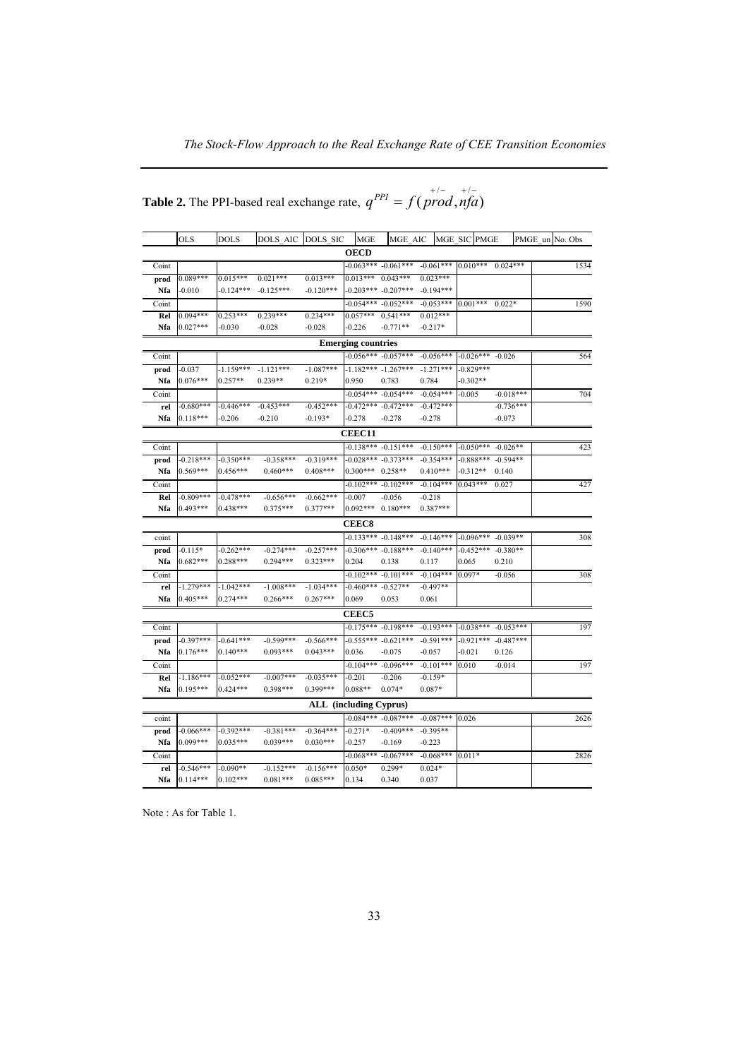**Table 2.** The PPI-based real exchange rate, $q^{PPI} = f(\overset{+/-}{prod}, \overset{+/-}{nfa})$

| | OLS | DOLS | DOLS_AIC | DOLS_SIC | MGE | MGE_AIC | MGE_SIC | PMGE | PMGE_un | No. Obs |
|---|---|---|---|---|---|---|---|---|---|---|
| **OECD** | | | | | | | | | | |
| Coint | | | | | -0.063*** | -0.061*** | -0.061*** | 0.010*** | 0.024*** | 1534 |
| **prod** | 0.089*** | 0.015*** | 0.021*** | 0.013*** | 0.013*** | 0.043*** | 0.023*** | | | |
| **Nfa** | -0.010 | -0.124*** | -0.125*** | -0.120*** | -0.203*** | -0.207*** | -0.194*** | | | |
| Coint | | | | | -0.054*** | -0.052*** | -0.053*** | 0.001*** | 0.022* | 1590 |
| **Rel** | 0.094*** | 0.253*** | 0.239*** | 0.234*** | 0.057*** | 0.541*** | 0.012*** | | | |
| **Nfa** | 0.027*** | -0.030 | -0.028 | -0.028 | -0.226 | -0.771** | -0.217* | | | |
| **Emerging countries** | | | | | | | | | | |
| Coint | | | | | -0.056*** | -0.057*** | -0.056*** | -0.026*** | -0.026 | 564 |
| **prod** | -0.037 | -1.159*** | -1.121*** | -1.087*** | -1.182*** | -1.267*** | -1.271*** | -0.829*** | | |
| **Nfa** | 0.076*** | 0.257** | 0.239** | 0.219* | 0.950 | 0.783 | 0.784 | -0.302** | | |
| Coint | | | | | -0.054*** | -0.054*** | -0.054*** | -0.005 | -0.018*** | 704 |
| **rel** | -0.680*** | -0.446*** | -0.453*** | -0.452*** | -0.472*** | -0.472*** | -0.472*** | | -0.736*** | |
| **Nfa** | 0.118*** | -0.206 | -0.210 | -0.193* | -0.278 | -0.278 | -0.278 | | -0.073 | |
| **CEEC11** | | | | | | | | | | |
| Coint | | | | | -0.138*** | -0.151*** | -0.150*** | -0.050*** | -0.026** | 423 |
| **prod** | -0.218*** | -0.350*** | -0.358*** | -0.319*** | -0.028*** | -0.373*** | -0.354*** | -0.888*** | -0.594** | |
| **Nfa** | 0.569*** | 0.456*** | 0.460*** | 0.408*** | 0.300*** | 0.258** | 0.410*** | -0.312** | 0.140 | |
| Coint | | | | | -0.102*** | -0.102*** | -0.104*** | 0.043*** | 0.027 | 427 |
| **Rel** | -0.809*** | -0.478*** | -0.656*** | -0.662*** | -0.007 | -0.056 | -0.218 | | | |
| **Nfa** | 0.493*** | 0.438*** | 0.375*** | 0.377*** | 0.092*** | 0.180*** | 0.387*** | | | |
| **CEEC8** | | | | | | | | | | |
| coint | | | | | -0.133*** | -0.148*** | -0.146*** | -0.096*** | -0.039** | 308 |
| **prod** | -0.115* | -0.262*** | -0.274*** | -0.257*** | -0.306*** | -0.188*** | -0.140*** | -0.452*** | -0.380** | |
| **Nfa** | 0.682*** | 0.288*** | 0.294*** | 0.323*** | 0.204 | 0.138 | 0.117 | 0.065 | 0.210 | |
| Coint | | | | | -0.102*** | -0.101*** | -0.104*** | 0.097* | -0.056 | 308 |
| **rel** | -1.279*** | -1.042*** | -1.008*** | -1.034*** | -0.460*** | -0.527** | -0.497** | | | |
| **Nfa** | 0.405*** | 0.274*** | 0.266*** | 0.267*** | 0.069 | 0.053 | 0.061 | | | |
| **CEEC5** | | | | | | | | | | |
| Coint | | | | | -0.175*** | -0.198*** | -0.193*** | -0.038*** | -0.053*** | 197 |
| **prod** | -0.397*** | -0.641*** | -0.599*** | -0.566*** | -0.555*** | -0.621*** | -0.591*** | -0.921*** | -0.487*** | |
| **Nfa** | 0.176*** | 0.140*** | 0.093*** | 0.043*** | 0.036 | -0.075 | -0.057 | -0.021 | 0.126 | |
| Coint | | | | | -0.104*** | -0.096*** | -0.101*** | 0.010 | -0.014 | 197 |
| **Rel** | -1.186*** | -0.052*** | -0.007*** | -0.035*** | -0.201 | -0.206 | -0.159* | | | |
| **Nfa** | 0.195*** | 0.424*** | 0.398*** | 0.399*** | 0.088** | 0.074* | 0.087* | | | |
| **ALL (including Cyprus)** | | | | | | | | | | |
| coint | | | | | -0.084*** | -0.087*** | -0.087*** | 0.026 | | 2626 |
| **prod** | -0.066*** | -0.392*** | -0.381*** | -0.364*** | -0.271* | -0.409*** | -0.395** | | | |
| **Nfa** | 0.099*** | 0.035*** | 0.039*** | 0.030*** | -0.257 | -0.169 | -0.223 | | | |
| Coint | | | | | -0.068*** | -0.067*** | -0.068*** | 0.011* | | 2826 |
| **rel** | -0.546*** | -0.090** | -0.152*** | -0.156*** | 0.050* | 0.299* | 0.024* | | | |
| **Nfa** | 0.114*** | 0.102*** | 0.081*** | 0.085*** | 0.134 | 0.340 | 0.037 | | | |

Note : As for Table 1.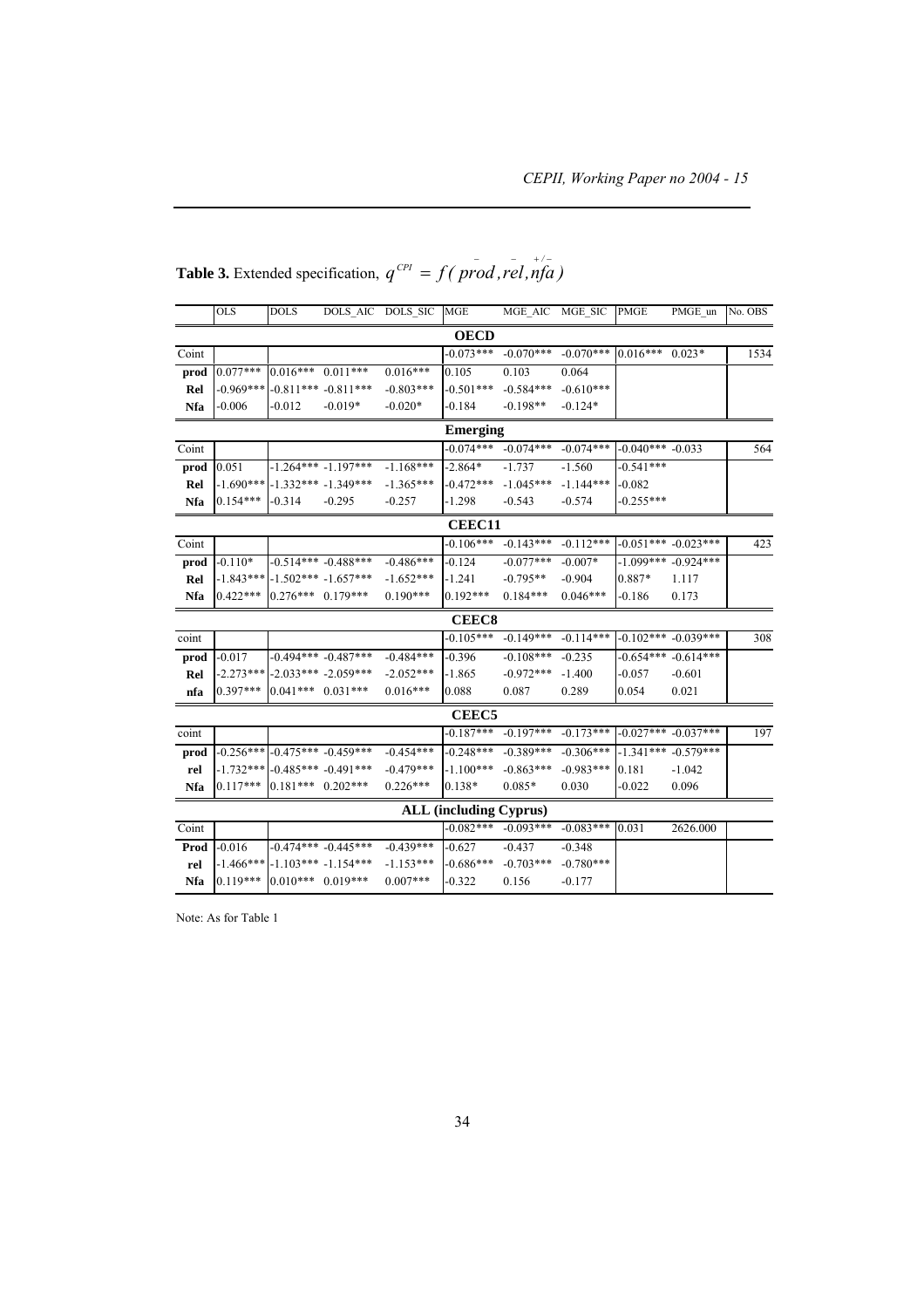**Table 3.** Extended specification, $q^{CPI} = f(\overset{-}{prod}, \overset{-}{rel}, \overset{+/-}{nfa})$

| | OLS | DOLS | DOLS_AIC | DOLS_SIC | MGE | MGE_AIC | MGE_SIC | PMGE | PMGE_un | No. OBS |
|---|---|---|---|---|---|---|---|---|---|---|
| | | | | | **OECD** | | | | | |
| Coint | | | | | -0.073*** | -0.070*** | -0.070*** | 0.016*** | 0.023* | 1534 |
| **prod** | 0.077*** | 0.016*** | 0.011*** | 0.016*** | 0.105 | 0.103 | 0.064 | | | |
| **Rel** | -0.969*** | -0.811*** | -0.811*** | -0.803*** | -0.501*** | -0.584*** | -0.610*** | | | |
| **Nfa** | -0.006 | -0.012 | -0.019* | -0.020* | -0.184 | -0.198** | -0.124* | | | |
| | | | | | **Emerging** | | | | | |
| Coint | | | | | -0.074*** | -0.074*** | -0.074*** | -0.040*** | -0.033 | 564 |
| **prod** | 0.051 | -1.264*** | -1.197*** | -1.168*** | -2.864* | -1.737 | -1.560 | -0.541*** | | |
| **Rel** | -1.690*** | -1.332*** | -1.349*** | -1.365*** | -0.472*** | -1.045*** | -1.144*** | -0.082 | | |
| **Nfa** | 0.154*** | -0.314 | -0.295 | -0.257 | -1.298 | -0.543 | -0.574 | -0.255*** | | |
| | | | | | **CEEC11** | | | | | |
| Coint | | | | | -0.106*** | -0.143*** | -0.112*** | -0.051*** | -0.023*** | 423 |
| **prod** | -0.110* | -0.514*** | -0.488*** | -0.486*** | -0.124 | -0.077*** | -0.007* | -1.099*** | -0.924*** | |
| **Rel** | -1.843*** | -1.502*** | -1.657*** | -1.652*** | -1.241 | -0.795** | -0.904 | 0.887* | 1.117 | |
| **Nfa** | 0.422*** | 0.276*** | 0.179*** | 0.190*** | 0.192*** | 0.184*** | 0.046*** | -0.186 | 0.173 | |
| | | | | | **CEEC8** | | | | | |
| coint | | | | | -0.105*** | -0.149*** | -0.114*** | -0.102*** | -0.039*** | 308 |
| **prod** | -0.017 | -0.494*** | -0.487*** | -0.484*** | -0.396 | -0.108*** | -0.235 | -0.654*** | -0.614*** | |
| **Rel** | -2.273*** | -2.033*** | -2.059*** | -2.052*** | -1.865 | -0.972*** | -1.400 | -0.057 | -0.601 | |
| **nfa** | 0.397*** | 0.041*** | 0.031*** | 0.016*** | 0.088 | 0.087 | 0.289 | 0.054 | 0.021 | |
| | | | | | **CEEC5** | | | | | |
| coint | | | | | -0.187*** | -0.197*** | -0.173*** | -0.027*** | -0.037*** | 197 |
| **prod** | -0.256*** | -0.475*** | -0.459*** | -0.454*** | -0.248*** | -0.389*** | -0.306*** | -1.341*** | -0.579*** | |
| **rel** | -1.732*** | -0.485*** | -0.491*** | -0.479*** | -1.100*** | -0.863*** | -0.983*** | 0.181 | -1.042 | |
| **Nfa** | 0.117*** | 0.181*** | 0.202*** | 0.226*** | 0.138* | 0.085* | 0.030 | -0.022 | 0.096 | |
| | | | | | **ALL (including Cyprus)** | | | | | |
| Coint | | | | | -0.082*** | -0.093*** | -0.083*** | 0.031 | 2626.000 | |
| **Prod** | -0.016 | -0.474*** | -0.445*** | -0.439*** | -0.627 | -0.437 | -0.348 | | | |
| **rel** | -1.466*** | -1.103*** | -1.154*** | -1.153*** | -0.686*** | -0.703*** | -0.780*** | | | |
| **Nfa** | 0.119*** | 0.010*** | 0.019*** | 0.007*** | -0.322 | 0.156 | -0.177 | | | |

Note: As for Table 1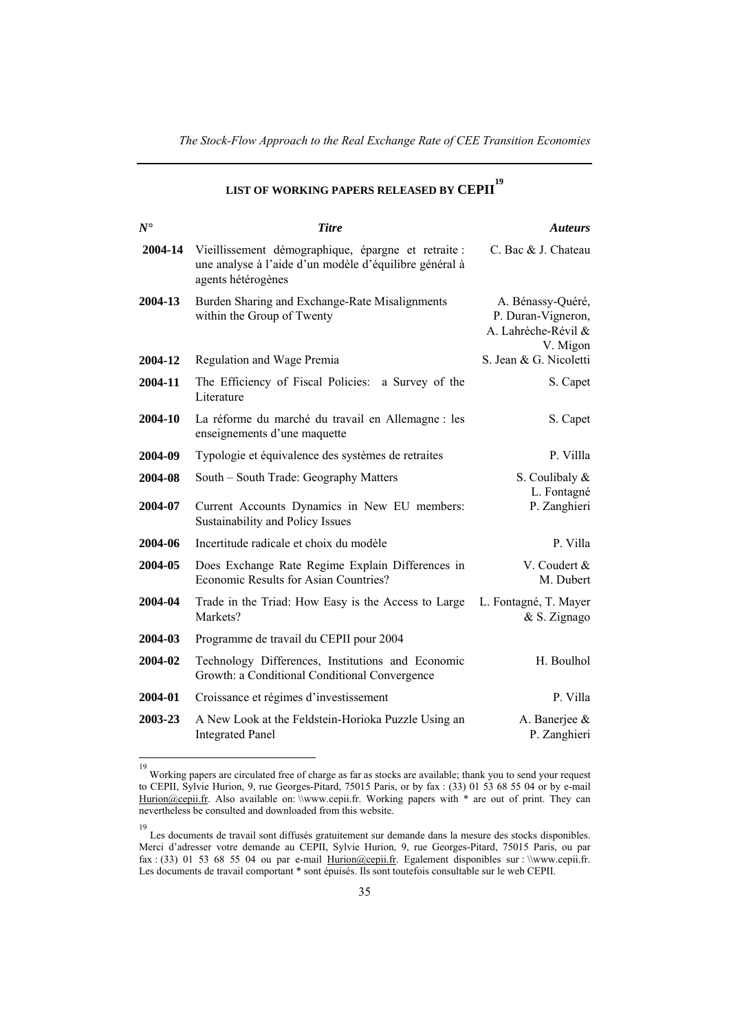## LIST OF WORKING PAPERS RELEASED BY CEPII[19]

| *N°* | *Titre* | *Auteurs* |
|---|---|---|
| 2004-14 | Vieillissement démographique, épargne et retraite : une analyse à l'aide d'un modèle d'équilibre général à agents hétérogènes | C. Bac & J. Chateau |
| 2004-13 | Burden Sharing and Exchange-Rate Misalignments within the Group of Twenty | A. Bénassy-Quéré, P. Duran-Vigneron, A. Lahrèche-Révil & V. Migon |
| 2004-12 | Regulation and Wage Premia | S. Jean & G. Nicoletti |
| 2004-11 | The Efficiency of Fiscal Policies: a Survey of the Literature | S. Capet |
| 2004-10 | La réforme du marché du travail en Allemagne : les enseignements d'une maquette | S. Capet |
| 2004-09 | Typologie et équivalence des systèmes de retraites | P. Villla |
| 2004-08 | South – South Trade: Geography Matters | S. Coulibaly & L. Fontagné |
| 2004-07 | Current Accounts Dynamics in New EU members: Sustainability and Policy Issues | P. Zanghieri |
| 2004-06 | Incertitude radicale et choix du modèle | P. Villa |
| 2004-05 | Does Exchange Rate Regime Explain Differences in Economic Results for Asian Countries? | V. Coudert & M. Dubert |
| 2004-04 | Trade in the Triad: How Easy is the Access to Large Markets? | L. Fontagné, T. Mayer & S. Zignago |
| 2004-03 | Programme de travail du CEPII pour 2004 | |
| 2004-02 | Technology Differences, Institutions and Economic Growth: a Conditional Conditional Convergence | H. Boulhol |
| 2004-01 | Croissance et régimes d'investissement | P. Villa |
| 2003-23 | A New Look at the Feldstein-Horioka Puzzle Using an Integrated Panel | A. Banerjee & P. Zanghieri |

---

[19] Working papers are circulated free of charge as far as stocks are available; thank you to send your request to CEPII, Sylvie Hurion, 9, rue Georges-Pitard, 75015 Paris, or by fax : (33) 01 53 68 55 04 or by e-mail Hurion@cepii.fr. Also available on: \\www.cepii.fr. Working papers with * are out of print. They can nevertheless be consulted and downloaded from this website.

[19] Les documents de travail sont diffusés gratuitement sur demande dans la mesure des stocks disponibles. Merci d'adresser votre demande au CEPII, Sylvie Hurion, 9, rue Georges-Pitard, 75015 Paris, ou par fax : (33) 01 53 68 55 04 ou par e-mail Hurion@cepii.fr. Egalement disponibles sur : \\www.cepii.fr. Les documents de travail comportant * sont épuisés. Ils sont toutefois consultable sur le web CEPII.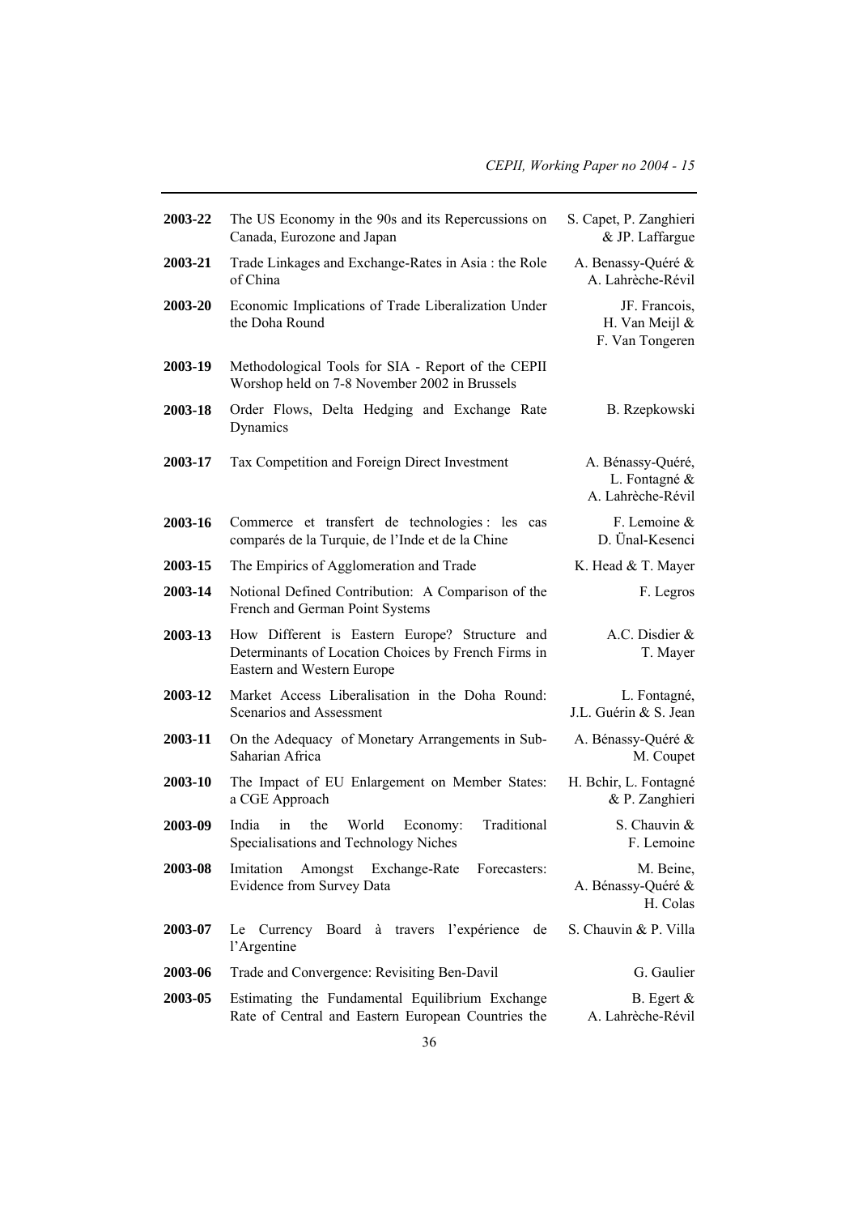| | | |
|---|---|---|
| **2003-22** | The US Economy in the 90s and its Repercussions on Canada, Eurozone and Japan | S. Capet, P. Zanghieri & JP. Laffargue |
| **2003-21** | Trade Linkages and Exchange-Rates in Asia : the Role of China | A. Benassy-Quéré & A. Lahrèche-Révil |
| **2003-20** | Economic Implications of Trade Liberalization Under the Doha Round | JF. Francois, H. Van Meijl & F. Van Tongeren |
| **2003-19** | Methodological Tools for SIA - Report of the CEPII Worshop held on 7-8 November 2002 in Brussels | |
| **2003-18** | Order Flows, Delta Hedging and Exchange Rate Dynamics | B. Rzepkowski |
| **2003-17** | Tax Competition and Foreign Direct Investment | A. Bénassy-Quéré, L. Fontagné & A. Lahrèche-Révil |
| **2003-16** | Commerce et transfert de technologies : les cas comparés de la Turquie, de l'Inde et de la Chine | F. Lemoine & D. Ünal-Kesenci |
| **2003-15** | The Empirics of Agglomeration and Trade | K. Head & T. Mayer |
| **2003-14** | Notional Defined Contribution: A Comparison of the French and German Point Systems | F. Legros |
| **2003-13** | How Different is Eastern Europe? Structure and Determinants of Location Choices by French Firms in Eastern and Western Europe | A.C. Disdier & T. Mayer |
| **2003-12** | Market Access Liberalisation in the Doha Round: Scenarios and Assessment | L. Fontagné, J.L. Guérin & S. Jean |
| **2003-11** | On the Adequacy of Monetary Arrangements in Sub-Saharian Africa | A. Bénassy-Quéré & M. Coupet |
| **2003-10** | The Impact of EU Enlargement on Member States: a CGE Approach | H. Bchir, L. Fontagné & P. Zanghieri |
| **2003-09** | India in the World Economy: Traditional Specialisations and Technology Niches | S. Chauvin & F. Lemoine |
| **2003-08** | Imitation Amongst Exchange-Rate Forecasters: Evidence from Survey Data | M. Beine, A. Bénassy-Quéré & H. Colas |
| **2003-07** | Le Currency Board à travers l'expérience de l'Argentine | S. Chauvin & P. Villa |
| **2003-06** | Trade and Convergence: Revisiting Ben-Davil | G. Gaulier |
| **2003-05** | Estimating the Fundamental Equilibrium Exchange Rate of Central and Eastern European Countries the | B. Egert & A. Lahrèche-Révil |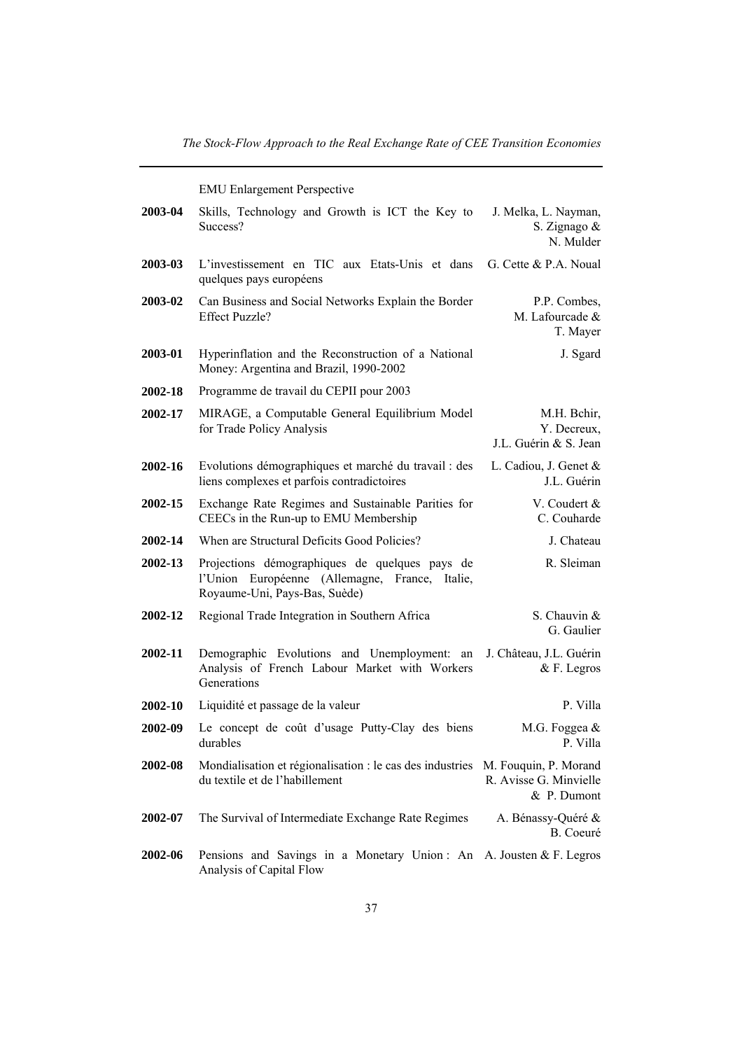| | EMU Enlargement Perspective | |
|---|---|---|
| **2003-04** | Skills, Technology and Growth is ICT the Key to Success? | J. Melka, L. Nayman, S. Zignago & N. Mulder |
| **2003-03** | L'investissement en TIC aux Etats-Unis et dans quelques pays européens | G. Cette & P.A. Noual |
| **2003-02** | Can Business and Social Networks Explain the Border Effect Puzzle? | P.P. Combes, M. Lafourcade & T. Mayer |
| **2003-01** | Hyperinflation and the Reconstruction of a National Money: Argentina and Brazil, 1990-2002 | J. Sgard |
| **2002-18** | Programme de travail du CEPII pour 2003 | |
| **2002-17** | MIRAGE, a Computable General Equilibrium Model for Trade Policy Analysis | M.H. Bchir, Y. Decreux, J.L. Guérin & S. Jean |
| **2002-16** | Evolutions démographiques et marché du travail : des liens complexes et parfois contradictoires | L. Cadiou, J. Genet & J.L. Guérin |
| **2002-15** | Exchange Rate Regimes and Sustainable Parities for CEECs in the Run-up to EMU Membership | V. Coudert & C. Couharde |
| **2002-14** | When are Structural Deficits Good Policies? | J. Chateau |
| **2002-13** | Projections démographiques de quelques pays de l'Union Européenne (Allemagne, France, Italie, Royaume-Uni, Pays-Bas, Suède) | R. Sleiman |
| **2002-12** | Regional Trade Integration in Southern Africa | S. Chauvin & G. Gaulier |
| **2002-11** | Demographic Evolutions and Unemployment: an Analysis of French Labour Market with Workers Generations | J. Château, J.L. Guérin & F. Legros |
| **2002-10** | Liquidité et passage de la valeur | P. Villa |
| **2002-09** | Le concept de coût d'usage Putty-Clay des biens durables | M.G. Foggea & P. Villa |
| **2002-08** | Mondialisation et régionalisation : le cas des industries du textile et de l'habillement | M. Fouquin, P. Morand R. Avisse G. Minvielle & P. Dumont |
| **2002-07** | The Survival of Intermediate Exchange Rate Regimes | A. Bénassy-Quéré & B. Coeuré |
| **2002-06** | Pensions and Savings in a Monetary Union : An Analysis of Capital Flow | A. Jousten & F. Legros |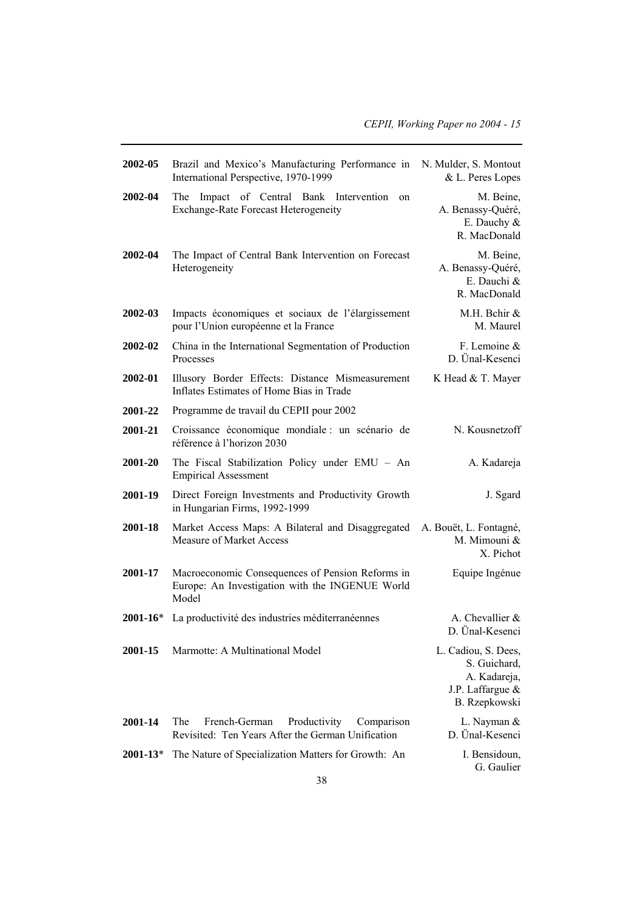| | | |
|---|---|---|
| **2002-05** | Brazil and Mexico's Manufacturing Performance in International Perspective, 1970-1999 | N. Mulder, S. Montout & L. Peres Lopes |
| **2002-04** | The Impact of Central Bank Intervention on Exchange-Rate Forecast Heterogeneity | M. Beine, A. Benassy-Quéré, E. Dauchy & R. MacDonald |
| **2002-04** | The Impact of Central Bank Intervention on Forecast Heterogeneity | M. Beine, A. Benassy-Quéré, E. Dauchi & R. MacDonald |
| **2002-03** | Impacts économiques et sociaux de l'élargissement pour l'Union européenne et la France | M.H. Bchir & M. Maurel |
| **2002-02** | China in the International Segmentation of Production Processes | F. Lemoine & D. Ünal-Kesenci |
| **2002-01** | Illusory Border Effects: Distance Mismeasurement Inflates Estimates of Home Bias in Trade | K Head & T. Mayer |
| **2001-22** | Programme de travail du CEPII pour 2002 | |
| **2001-21** | Croissance économique mondiale : un scénario de référence à l'horizon 2030 | N. Kousnetzoff |
| **2001-20** | The Fiscal Stabilization Policy under EMU – An Empirical Assessment | A. Kadareja |
| **2001-19** | Direct Foreign Investments and Productivity Growth in Hungarian Firms, 1992-1999 | J. Sgard |
| **2001-18** | Market Access Maps: A Bilateral and Disaggregated Measure of Market Access | A. Bouët, L. Fontagné, M. Mimouni & X. Pichot |
| **2001-17** | Macroeconomic Consequences of Pension Reforms in Europe: An Investigation with the INGENUE World Model | Equipe Ingénue |
| **2001-16*** | La productivité des industries méditerranéennes | A. Chevallier & D. Ünal-Kesenci |
| **2001-15** | Marmotte: A Multinational Model | L. Cadiou, S. Dees, S. Guichard, A. Kadareja, J.P. Laffargue & B. Rzepkowski |
| **2001-14** | The French-German Productivity Comparison Revisited: Ten Years After the German Unification | L. Nayman & D. Ünal-Kesenci |
| **2001-13*** | The Nature of Specialization Matters for Growth: An | I. Bensidoun, G. Gaulier |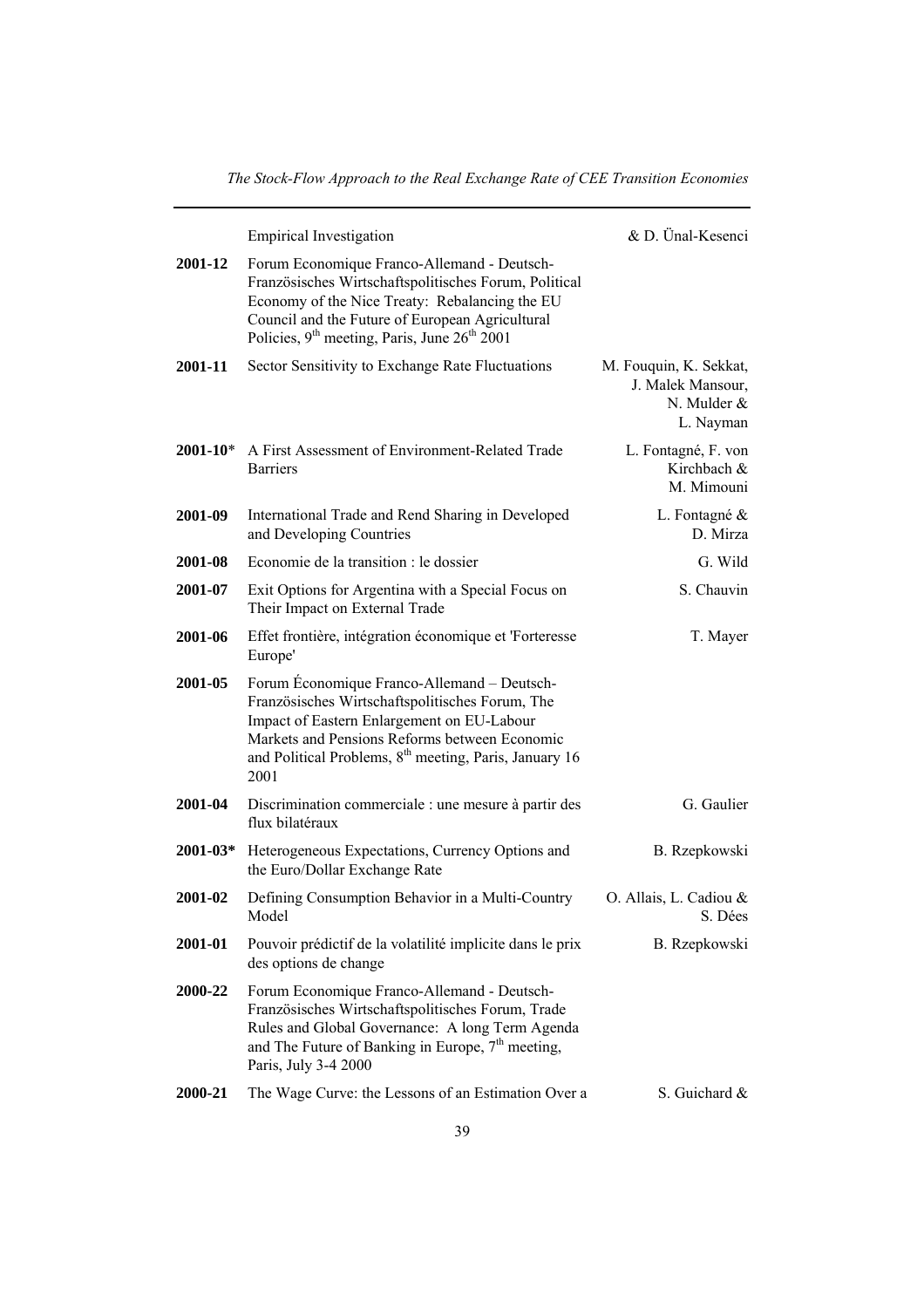| | | |
|---|---|---|
| | Empirical Investigation | & D. Ünal-Kesenci |
| **2001-12** | Forum Economique Franco-Allemand - Deutsch-Französisches Wirtschaftspolitisches Forum, Political Economy of the Nice Treaty: Rebalancing the EU Council and the Future of European Agricultural Policies, 9th meeting, Paris, June 26th 2001 | |
| **2001-11** | Sector Sensitivity to Exchange Rate Fluctuations | M. Fouquin, K. Sekkat, J. Malek Mansour, N. Mulder & L. Nayman |
| **2001-10*** | A First Assessment of Environment-Related Trade Barriers | L. Fontagné, F. von Kirchbach & M. Mimouni |
| **2001-09** | International Trade and Rend Sharing in Developed and Developing Countries | L. Fontagné & D. Mirza |
| **2001-08** | Economie de la transition : le dossier | G. Wild |
| **2001-07** | Exit Options for Argentina with a Special Focus on Their Impact on External Trade | S. Chauvin |
| **2001-06** | Effet frontière, intégration économique et 'Forteresse Europe' | T. Mayer |
| **2001-05** | Forum Économique Franco-Allemand – Deutsch-Französisches Wirtschaftspolitisches Forum, The Impact of Eastern Enlargement on EU-Labour Markets and Pensions Reforms between Economic and Political Problems, 8th meeting, Paris, January 16 2001 | |
| **2001-04** | Discrimination commerciale : une mesure à partir des flux bilatéraux | G. Gaulier |
| **2001-03*** | Heterogeneous Expectations, Currency Options and the Euro/Dollar Exchange Rate | B. Rzepkowski |
| **2001-02** | Defining Consumption Behavior in a Multi-Country Model | O. Allais, L. Cadiou & S. Dées |
| **2001-01** | Pouvoir prédictif de la volatilité implicite dans le prix des options de change | B. Rzepkowski |
| **2000-22** | Forum Economique Franco-Allemand - Deutsch-Französisches Wirtschaftspolitisches Forum, Trade Rules and Global Governance: A long Term Agenda and The Future of Banking in Europe, 7th meeting, Paris, July 3-4 2000 | |
| **2000-21** | The Wage Curve: the Lessons of an Estimation Over a | S. Guichard & |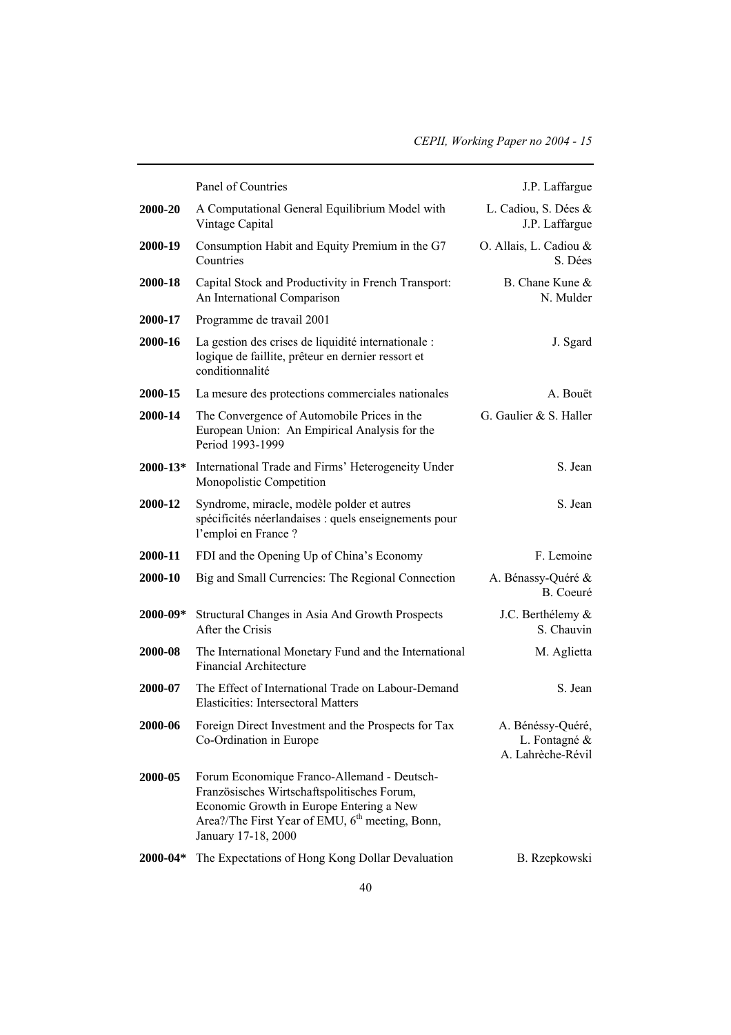| | | |
|---|---|---|
| | Panel of Countries | J.P. Laffargue |
| **2000-20** | A Computational General Equilibrium Model with Vintage Capital | L. Cadiou, S. Dées & J.P. Laffargue |
| **2000-19** | Consumption Habit and Equity Premium in the G7 Countries | O. Allais, L. Cadiou & S. Dées |
| **2000-18** | Capital Stock and Productivity in French Transport: An International Comparison | B. Chane Kune & N. Mulder |
| **2000-17** | Programme de travail 2001 | |
| **2000-16** | La gestion des crises de liquidité internationale : logique de faillite, prêteur en dernier ressort et conditionnalité | J. Sgard |
| **2000-15** | La mesure des protections commerciales nationales | A. Bouët |
| **2000-14** | The Convergence of Automobile Prices in the European Union: An Empirical Analysis for the Period 1993-1999 | G. Gaulier & S. Haller |
| **2000-13*** | International Trade and Firms' Heterogeneity Under Monopolistic Competition | S. Jean |
| **2000-12** | Syndrome, miracle, modèle polder et autres spécificités néerlandaises : quels enseignements pour l'emploi en France ? | S. Jean |
| **2000-11** | FDI and the Opening Up of China's Economy | F. Lemoine |
| **2000-10** | Big and Small Currencies: The Regional Connection | A. Bénassy-Quéré & B. Coeuré |
| **2000-09*** | Structural Changes in Asia And Growth Prospects After the Crisis | J.C. Berthélemy & S. Chauvin |
| **2000-08** | The International Monetary Fund and the International Financial Architecture | M. Aglietta |
| **2000-07** | The Effect of International Trade on Labour-Demand Elasticities: Intersectoral Matters | S. Jean |
| **2000-06** | Foreign Direct Investment and the Prospects for Tax Co-Ordination in Europe | A. Bénéssy-Quéré, L. Fontagné & A. Lahrèche-Révil |
| **2000-05** | Forum Economique Franco-Allemand - Deutsch-Französisches Wirtschaftspolitisches Forum, Economic Growth in Europe Entering a New Area?/The First Year of EMU, 6th meeting, Bonn, January 17-18, 2000 | |
| **2000-04*** | The Expectations of Hong Kong Dollar Devaluation | B. Rzepkowski |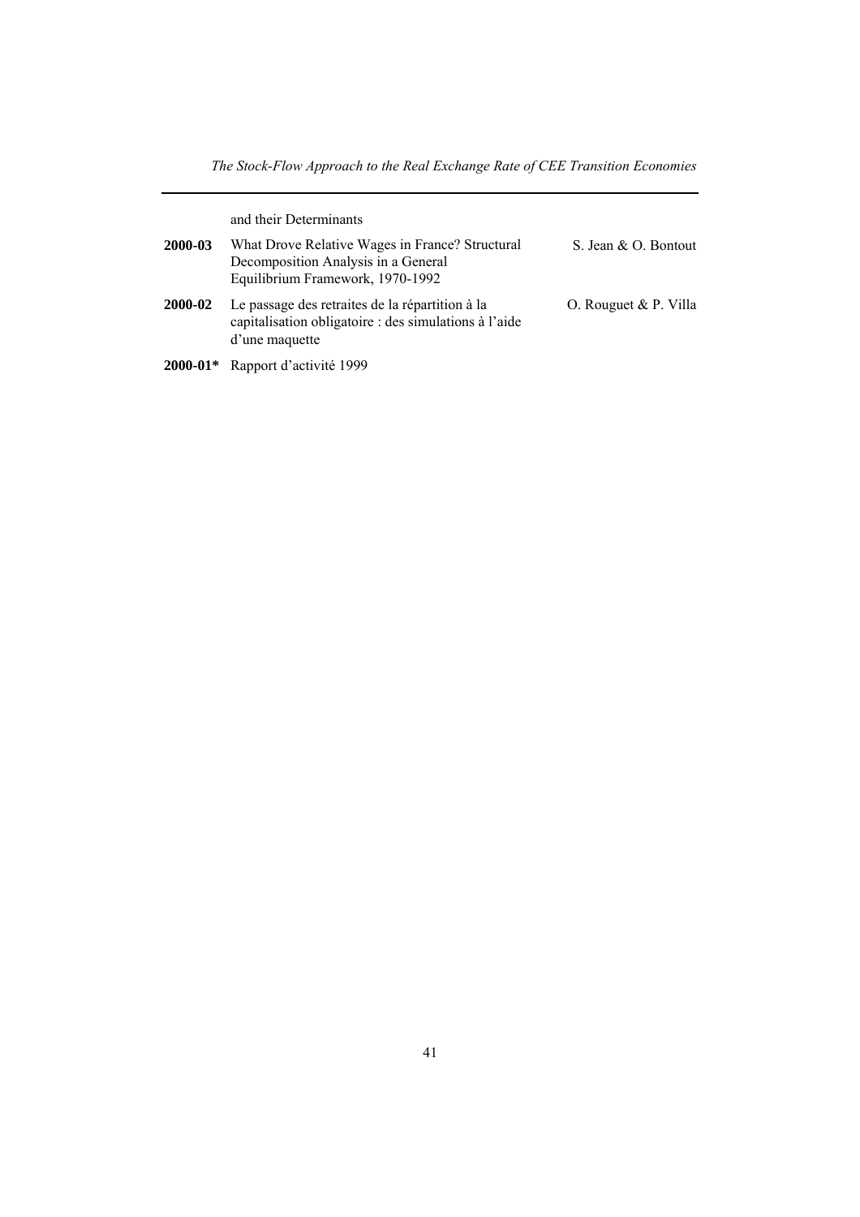|  | and their Determinants |  |
| --- | --- | --- |
| **2000-03** | What Drove Relative Wages in France? Structural Decomposition Analysis in a General Equilibrium Framework, 1970-1992 | S. Jean & O. Bontout |
| **2000-02** | Le passage des retraites de la répartition à la capitalisation obligatoire : des simulations à l'aide d'une maquette | O. Rouguet & P. Villa |
| **2000-01*** | Rapport d'activité 1999 |  |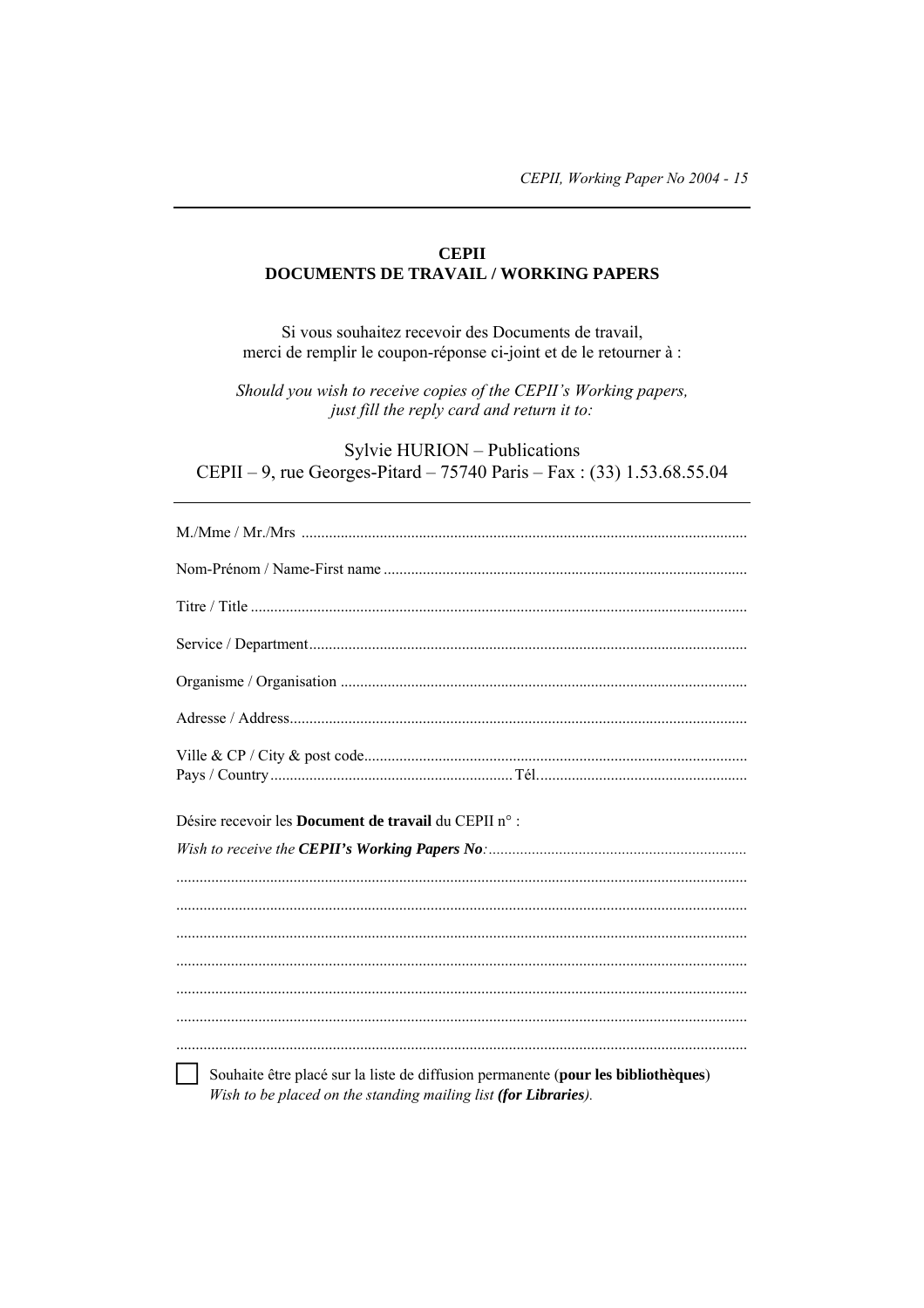**CEPII**
**DOCUMENTS DE TRAVAIL / WORKING PAPERS**

Si vous souhaitez recevoir des Documents de travail,
merci de remplir le coupon-réponse ci-joint et de le retourner à :

*Should you wish to receive copies of the CEPII's Working papers,*
*just fill the reply card and return it to:*

Sylvie HURION – Publications
CEPII – 9, rue Georges-Pitard – 75740 Paris – Fax : (33) 1.53.68.55.04

---

M./Mme / Mr./Mrs ..................................................................................................................

Nom-Prénom / Name-First name ............................................................................................

Titre / Title ..............................................................................................................................

Service / Department...............................................................................................................

Organisme / Organisation .......................................................................................................

Adresse / Address....................................................................................................................

Ville & CP / City & post code.................................................................................................
Pays / Country ............................................................ Tél......................................................

Désire recevoir les **Document de travail** du CEPII n° :

*Wish to receive the **CEPII's Working Papers No**:*..................................................................

.................................................................................................................................................

.................................................................................................................................................

.................................................................................................................................................

.................................................................................................................................................

.................................................................................................................................................

.................................................................................................................................................

.................................................................................................................................................

☐ Souhaite être placé sur la liste de diffusion permanente (**pour les bibliothèques**)
*Wish to be placed on the standing mailing list **(for Libraries)**.*